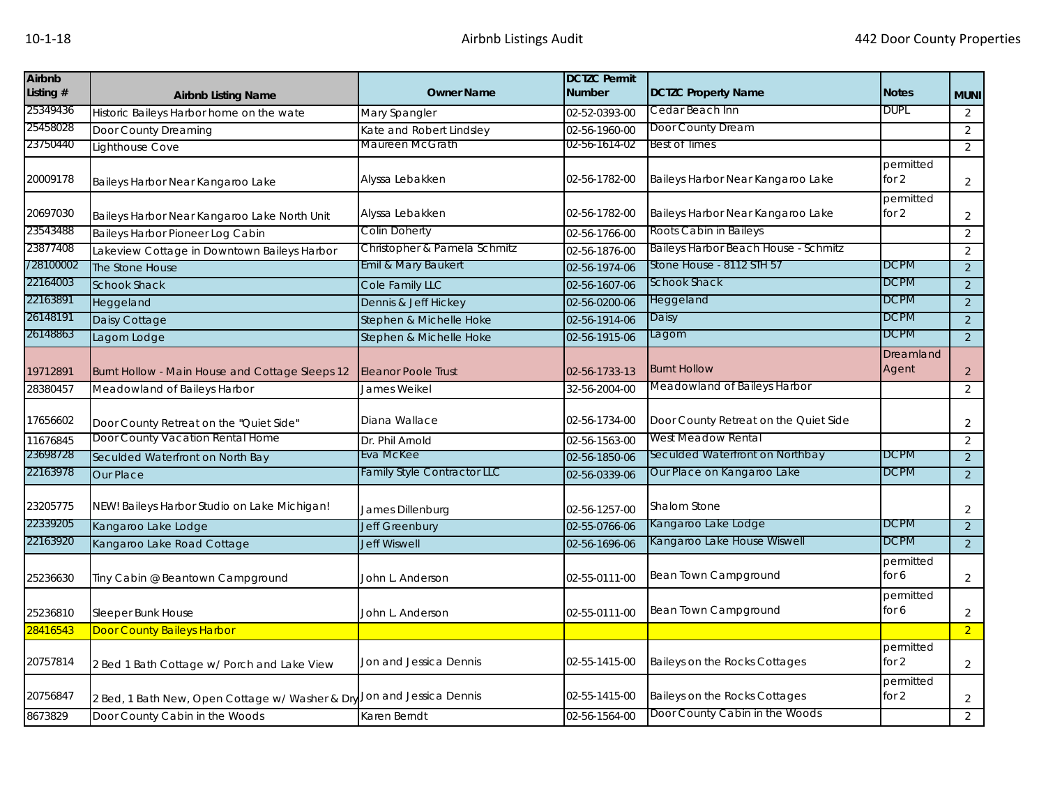| Airbnb Listing # | Airbnb Listing Name | Owner Name | DCTZC Permit Number | DCTZC Property Name | Notes | MUNI |
|---|---|---|---|---|---|---|
| 25349436 | Historic Baileys Harbor home on the wate | Mary Spangler | 02-52-0393-00 | Cedar Beach Inn | DUPL | 2 |
| 25458028 | Door County Dreaming | Kate and Robert Lindsley | 02-56-1960-00 | Door County Dream | | 2 |
| 23750440 | Lighthouse Cove | Maureen McGrath | 02-56-1614-02 | Best of Times | | 2 |
| 20009178 | Baileys Harbor Near Kangaroo Lake | Alyssa Lebakken | 02-56-1782-00 | Baileys Harbor Near Kangaroo Lake | permitted for 2 | 2 |
| 20697030 | Baileys Harbor Near Kangaroo Lake North Unit | Alyssa Lebakken | 02-56-1782-00 | Baileys Harbor Near Kangaroo Lake | permitted for 2 | 2 |
| 23543488 | Baileys Harbor Pioneer Log Cabin | Colin Doherty | 02-56-1766-00 | Roots Cabin in Baileys | | 2 |
| 23877408 | Lakeview Cottage in Downtown Baileys Harbor | Christopher & Pamela Schmitz | 02-56-1876-00 | Baileys Harbor Beach House - Schmitz | | 2 |
| 28100002 | The Stone House | Emil & Mary Baukert | 02-56-1974-06 | Stone House - 8112 STH 57 | DCPM | 2 |
| 22164003 | Schook Shack | Cole Family LLC | 02-56-1607-06 | Schook Shack | DCPM | 2 |
| 22163891 | Heggeland | Dennis & Jeff Hickey | 02-56-0200-06 | Heggeland | DCPM | 2 |
| 26148191 | Daisy Cottage | Stephen & Michelle Hoke | 02-56-1914-06 | Daisy | DCPM | 2 |
| 26148863 | Lagom Lodge | Stephen & Michelle Hoke | 02-56-1915-06 | Lagom | DCPM | 2 |
| 19712891 | Burnt Hollow - Main House and Cottage Sleeps 12 | Eleanor Poole Trust | 02-56-1733-13 | Burnt Hollow | Dreamland Agent | 2 |
| 28380457 | Meadowland of Baileys Harbor | James Weikel | 32-56-2004-00 | Meadowland of Baileys Harbor | | 2 |
| 17656602 | Door County Retreat on the "Quiet Side" | Diana Wallace | 02-56-1734-00 | Door County Retreat on the Quiet Side | | 2 |
| 11676845 | Door County Vacation Rental Home | Dr. Phil Arnold | 02-56-1563-00 | West Meadow Rental | | 2 |
| 23698728 | Seculded Waterfront on North Bay | Eva McKee | 02-56-1850-06 | Seculded Waterfront on Northbay | DCPM | 2 |
| 22163978 | Our Place | Family Style Contractor LLC | 02-56-0339-06 | Our Place on Kangaroo Lake | DCPM | 2 |
| 23205775 | NEW! Baileys Harbor Studio on Lake Michigan! | James Dillenburg | 02-56-1257-00 | Shalom Stone | | 2 |
| 22339205 | Kangaroo Lake Lodge | Jeff Greenbury | 02-55-0766-06 | Kangaroo Lake Lodge | DCPM | 2 |
| 22163920 | Kangaroo Lake Road Cottage | Jeff Wiswell | 02-56-1696-06 | Kangaroo Lake House Wiswell | DCPM | 2 |
| 25236630 | Tiny Cabin @ Beantown Campground | John L. Anderson | 02-55-0111-00 | Bean Town Campground | permitted for 6 | 2 |
| 25236810 | Sleeper Bunk House | John L. Anderson | 02-55-0111-00 | Bean Town Campground | permitted for 6 | 2 |
| 28416543 | Door County Baileys Harbor | | | | | 2 |
| 20757814 | 2 Bed 1 Bath Cottage w/ Porch and Lake View | Jon and Jessica Dennis | 02-55-1415-00 | Baileys on the Rocks Cottages | permitted for 2 | 2 |
| 20756847 | 2 Bed, 1 Bath New, Open Cottage w/ Washer & Dry | Jon and Jessica Dennis | 02-55-1415-00 | Baileys on the Rocks Cottages | permitted for 2 | 2 |
| 8673829 | Door County Cabin in the Woods | Karen Berndt | 02-56-1564-00 | Door County Cabin in the Woods | | 2 |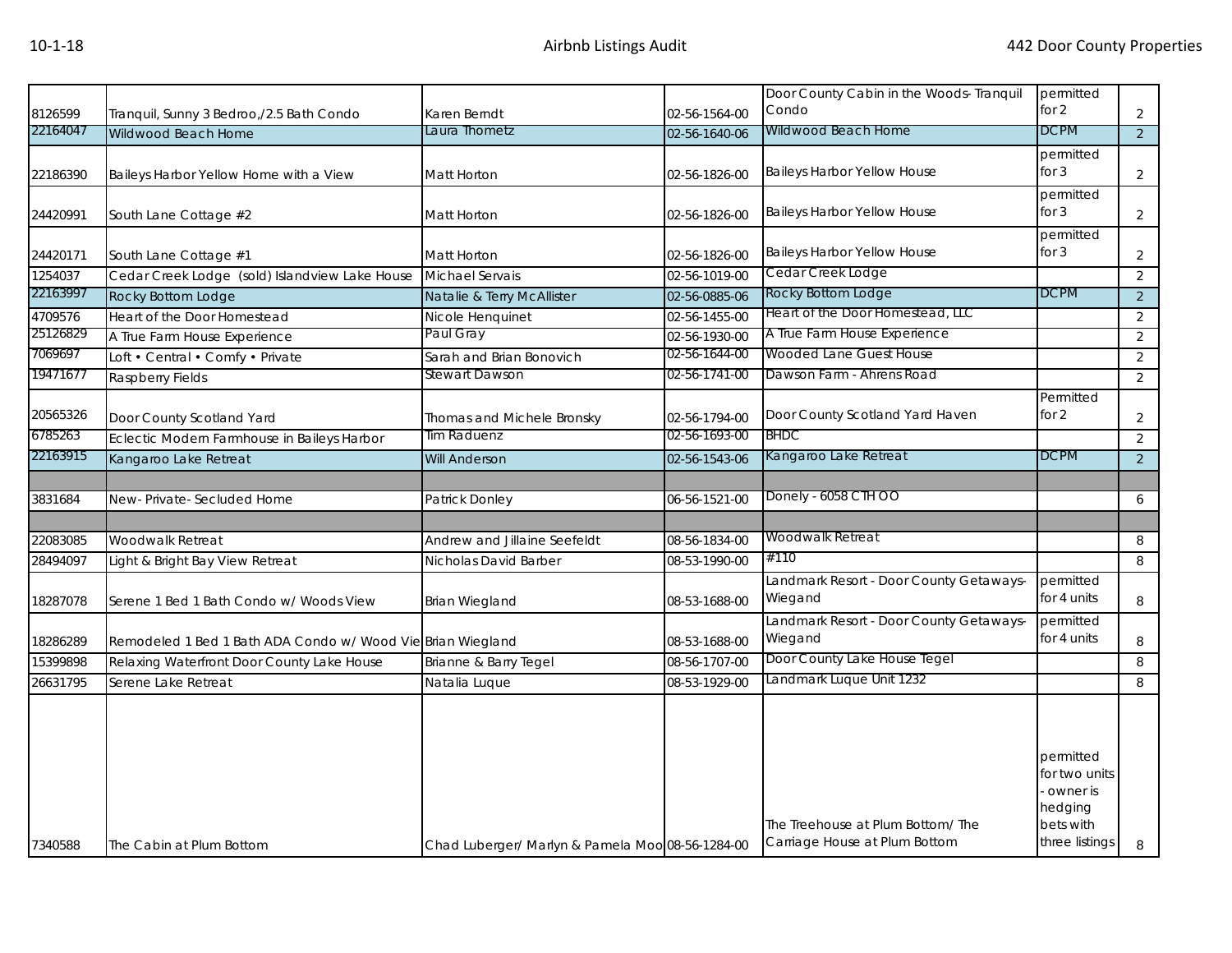| | | | | | | |
|---|---|---|---|---|---|---|
| 8126599 | Tranquil, Sunny 3 Bedroo,/2.5 Bath Condo | Karen Berndt | 02-56-1564-00 | Door County Cabin in the Woods- Tranquil Condo | permitted for 2 | 2 |
| 22164047 | Wildwood Beach Home | Laura Thometz | 02-56-1640-06 | Wildwood Beach Home | DCPM | 2 |
| 22186390 | Baileys Harbor Yellow Home with a View | Matt Horton | 02-56-1826-00 | Baileys Harbor Yellow House | permitted for 3 | 2 |
| 24420991 | South Lane Cottage #2 | Matt Horton | 02-56-1826-00 | Baileys Harbor Yellow House | permitted for 3 | 2 |
| 24420171 | South Lane Cottage #1 | Matt Horton | 02-56-1826-00 | Baileys Harbor Yellow House | permitted for 3 | 2 |
| 1254037 | Cedar Creek Lodge (sold) Islandview Lake House | Michael Servais | 02-56-1019-00 | Cedar Creek Lodge | | 2 |
| 22163997 | Rocky Bottom Lodge | Natalie & Terry McAllister | 02-56-0885-06 | Rocky Bottom Lodge | DCPM | 2 |
| 4709576 | Heart of the Door Homestead | Nicole Henquinet | 02-56-1455-00 | Heart of the Door Homestead, LLC | | 2 |
| 25126829 | A True Farm House Experience | Paul Gray | 02-56-1930-00 | A True Farm House Experience | | 2 |
| 7069697 | Loft • Central • Comfy • Private | Sarah and Brian Bonovich | 02-56-1644-00 | Wooded Lane Guest House | | 2 |
| 19471677 | Raspberry Fields | Stewart Dawson | 02-56-1741-00 | Dawson Farm - Ahrens Road | | 2 |
| 20565326 | Door County Scotland Yard | Thomas and Michele Bronsky | 02-56-1794-00 | Door County Scotland Yard Haven | Permitted for 2 | 2 |
| 6785263 | Eclectic Modern Farmhouse in Baileys Harbor | Tim Raduenz | 02-56-1693-00 | BHDC | | 2 |
| 22163915 | Kangaroo Lake Retreat | Will Anderson | 02-56-1543-06 | Kangaroo Lake Retreat | DCPM | 2 |
| | | | | | | |
| 3831684 | New- Private- Secluded Home | Patrick Donley | 06-56-1521-00 | Donely - 6058 CTH OO | | 6 |
| | | | | | | |
| 22083085 | Woodwalk Retreat | Andrew and Jillaine Seefeldt | 08-56-1834-00 | Woodwalk Retreat | | 8 |
| 28494097 | Light & Bright Bay View Retreat | Nicholas David Barber | 08-53-1990-00 | #110 | | 8 |
| 18287078 | Serene 1 Bed 1 Bath Condo w/ Woods View | Brian Wiegland | 08-53-1688-00 | Landmark Resort - Door County Getaways-Wiegand | permitted for 4 units | 8 |
| 18286289 | Remodeled 1 Bed 1 Bath ADA Condo w/ Wood Vie | Brian Wiegland | 08-53-1688-00 | Landmark Resort - Door County Getaways-Wiegand | permitted for 4 units | 8 |
| 15399898 | Relaxing Waterfront Door County Lake House | Brianne & Barry Tegel | 08-56-1707-00 | Door County Lake House Tegel | | 8 |
| 26631795 | Serene Lake Retreat | Natalia Luque | 08-53-1929-00 | Landmark Luque Unit 1232 | | 8 |
| 7340588 | The Cabin at Plum Bottom | Chad Luberger/ Marlyn & Pamela Moo | 08-56-1284-00 | The Treehouse at Plum Bottom/ The Carriage House at Plum Bottom | permitted for two units - owner is hedging bets with three listings | 8 |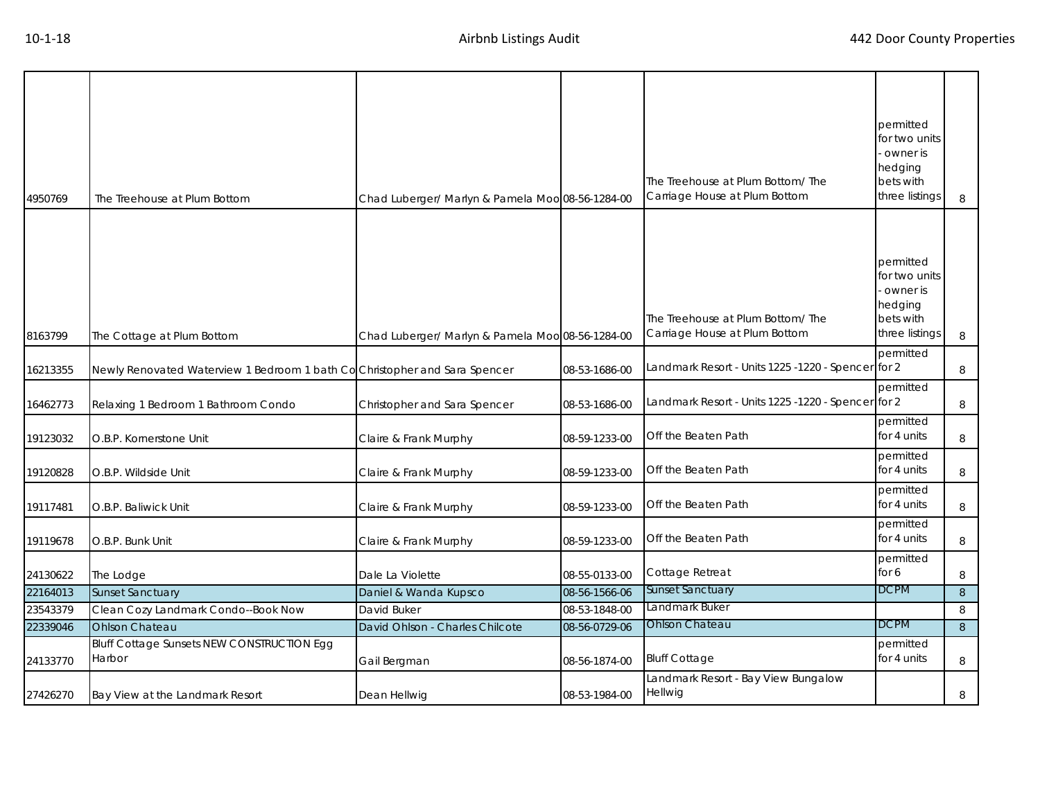| | | | | | | |
|---|---|---|---|---|---|---|
| 4950769 | The Treehouse at Plum Bottom | Chad Luberger/ Marlyn & Pamela Moo | 08-56-1284-00 | The Treehouse at Plum Bottom/ The Carriage House at Plum Bottom | permitted for two units - owner is hedging bets with three listings | 8 |
| 8163799 | The Cottage at Plum Bottom | Chad Luberger/ Marlyn & Pamela Moo | 08-56-1284-00 | The Treehouse at Plum Bottom/ The Carriage House at Plum Bottom | permitted for two units - owner is hedging bets with three listings | 8 |
| 16213355 | Newly Renovated Waterview 1 Bedroom 1 bath Co | Christopher and Sara Spencer | 08-53-1686-00 | Landmark Resort - Units 1225 -1220 - Spencer | permitted for 2 | 8 |
| 16462773 | Relaxing 1 Bedroom 1 Bathroom Condo | Christopher and Sara Spencer | 08-53-1686-00 | Landmark Resort - Units 1225 -1220 - Spencer | permitted for 2 | 8 |
| 19123032 | O.B.P. Kornerstone Unit | Claire & Frank Murphy | 08-59-1233-00 | Off the Beaten Path | permitted for 4 units | 8 |
| 19120828 | O.B.P. Wildside Unit | Claire & Frank Murphy | 08-59-1233-00 | Off the Beaten Path | permitted for 4 units | 8 |
| 19117481 | O.B.P. Baliwick Unit | Claire & Frank Murphy | 08-59-1233-00 | Off the Beaten Path | permitted for 4 units | 8 |
| 19119678 | O.B.P. Bunk Unit | Claire & Frank Murphy | 08-59-1233-00 | Off the Beaten Path | permitted for 4 units | 8 |
| 24130622 | The Lodge | Dale La Violette | 08-55-0133-00 | Cottage Retreat | permitted for 6 | 8 |
| 22164013 | Sunset Sanctuary | Daniel & Wanda Kupsco | 08-56-1566-06 | Sunset Sanctuary | DCPM | 8 |
| 23543379 | Clean Cozy Landmark Condo--Book Now | David Buker | 08-53-1848-00 | Landmark Buker | | 8 |
| 22339046 | Ohlson Chateau | David Ohlson - Charles Chilcote | 08-56-0729-06 | Ohlson Chateau | DCPM | 8 |
| 24133770 | Bluff Cottage Sunsets NEW CONSTRUCTION Egg Harbor | Gail Bergman | 08-56-1874-00 | Bluff Cottage | permitted for 4 units | 8 |
| 27426270 | Bay View at the Landmark Resort | Dean Hellwig | 08-53-1984-00 | Landmark Resort - Bay View Bungalow Hellwig | | 8 |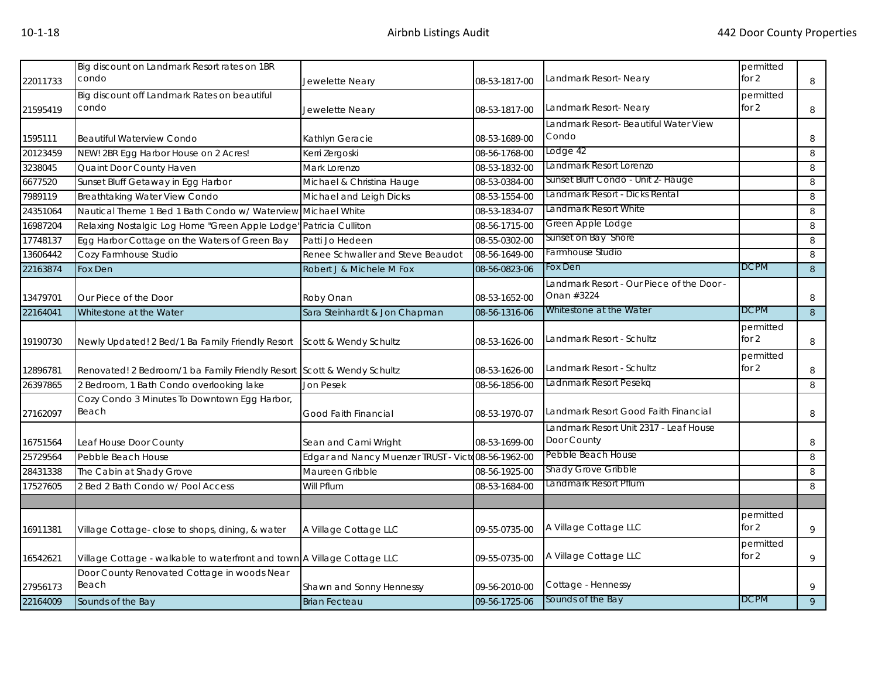| | | | | | | |
|---|---|---|---|---|---|---|
| 22011733 | Big discount on Landmark Resort rates on 1BR condo | Jewelette Neary | 08-53-1817-00 | Landmark Resort- Neary | permitted for 2 | 8 |
| 21595419 | Big discount off Landmark Rates on beautiful condo | Jewelette Neary | 08-53-1817-00 | Landmark Resort- Neary | permitted for 2 | 8 |
| 1595111 | Beautiful Waterview Condo | Kathlyn Geracie | 08-53-1689-00 | Landmark Resort- Beautiful Water View Condo | | 8 |
| 20123459 | NEW! 2BR Egg Harbor House on 2 Acres! | Kerri Zergoski | 08-56-1768-00 | Lodge 42 | | 8 |
| 3238045 | Quaint Door County Haven | Mark Lorenzo | 08-53-1832-00 | Landmark Resort Lorenzo | | 8 |
| 6677520 | Sunset Bluff Getaway in Egg Harbor | Michael & Christina Hauge | 08-53-0384-00 | Sunset Bluff Condo - Unit 2- Hauge | | 8 |
| 7989119 | Breathtaking Water View Condo | Michael and Leigh Dicks | 08-53-1554-00 | Landmark Resort - Dicks Rental | | 8 |
| 24351064 | Nautical Theme 1 Bed 1 Bath Condo w/ Waterview | Michael White | 08-53-1834-07 | Landmark Resort White | | 8 |
| 16987204 | Relaxing Nostalgic Log Home "Green Apple Lodge" | Patricia Culliton | 08-56-1715-00 | Green Apple Lodge | | 8 |
| 17748137 | Egg Harbor Cottage on the Waters of Green Bay | Patti Jo Hedeen | 08-55-0302-00 | Sunset on Bay Shore | | 8 |
| 13606442 | Cozy Farmhouse Studio | Renee Schwaller and Steve Beaudot | 08-56-1649-00 | Farmhouse Studio | | 8 |
| 22163874 | Fox Den | Robert J & Michele M Fox | 08-56-0823-06 | Fox Den | DCPM | 8 |
| 13479701 | Our Piece of the Door | Roby Onan | 08-53-1652-00 | Landmark Resort - Our Piece of the Door - Onan #3224 | | 8 |
| 22164041 | Whitestone at the Water | Sara Steinhardt & Jon Chapman | 08-56-1316-06 | Whitestone at the Water | DCPM | 8 |
| 19190730 | Newly Updated! 2 Bed/1 Ba Family Friendly Resort | Scott & Wendy Schultz | 08-53-1626-00 | Landmark Resort - Schultz | permitted for 2 | 8 |
| 12896781 | Renovated! 2 Bedroom/1 ba Family Friendly Resort | Scott & Wendy Schultz | 08-53-1626-00 | Landmark Resort - Schultz | permitted for 2 | 8 |
| 26397865 | 2 Bedroom, 1 Bath Condo overlooking lake | Jon Pesek | 08-56-1856-00 | Ladnmark Resort Pesekq | | 8 |
| 27162097 | Cozy Condo 3 Minutes To Downtown Egg Harbor, Beach | Good Faith Financial | 08-53-1970-07 | Landmark Resort Good Faith Financial | | 8 |
| 16751564 | Leaf House Door County | Sean and Cami Wright | 08-53-1699-00 | Landmark Resort Unit 2317 - Leaf House Door County | | 8 |
| 25729564 | Pebble Beach House | Edgar and Nancy Muenzer TRUST - Victo | 08-56-1962-00 | Pebble Beach House | | 8 |
| 28431338 | The Cabin at Shady Grove | Maureen Gribble | 08-56-1925-00 | Shady Grove Gribble | | 8 |
| 17527605 | 2 Bed 2 Bath Condo w/ Pool Access | Will Pflum | 08-53-1684-00 | Landmark Resort Pflum | | 8 |
| | | | | | | |
| 16911381 | Village Cottage- close to shops, dining, & water | A Village Cottage LLC | 09-55-0735-00 | A Village Cottage LLC | permitted for 2 | 9 |
| 16542621 | Village Cottage - walkable to waterfront and town | A Village Cottage LLC | 09-55-0735-00 | A Village Cottage LLC | permitted for 2 | 9 |
| 27956173 | Door County Renovated Cottage in woods Near Beach | Shawn and Sonny Hennessy | 09-56-2010-00 | Cottage - Hennessy | | 9 |
| 22164009 | Sounds of the Bay | Brian Fecteau | 09-56-1725-06 | Sounds of the Bay | DCPM | 9 |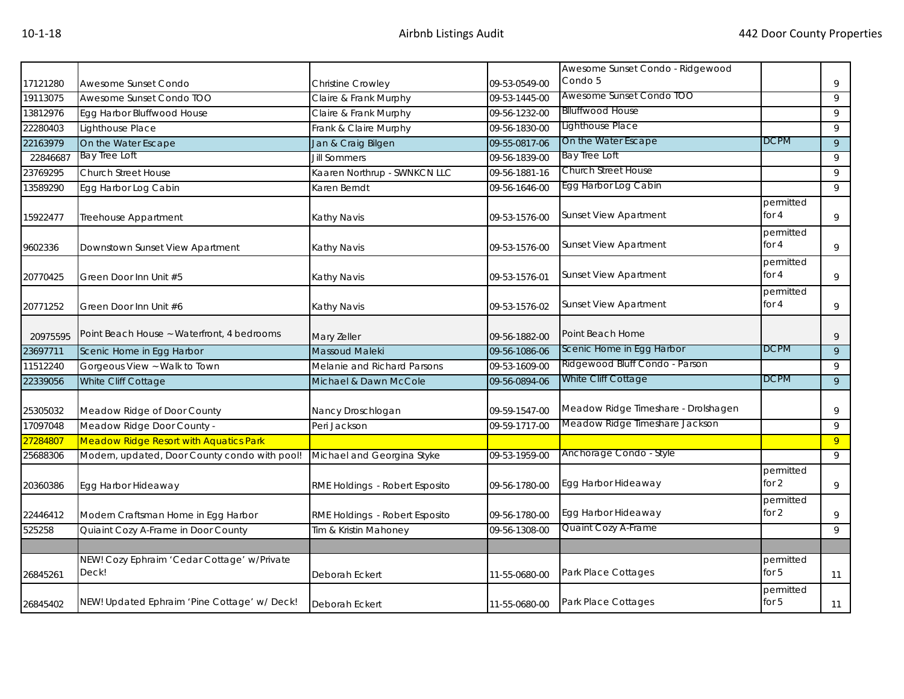| | | | | | | |
|---|---|---|---|---|---|---|
| 17121280 | Awesome Sunset Condo | Christine Crowley | 09-53-0549-00 | Awesome Sunset Condo - Ridgewood Condo 5 | | 9 |
| 19113075 | Awesome Sunset Condo TOO | Claire & Frank Murphy | 09-53-1445-00 | Awesome Sunset Condo TOO | | 9 |
| 13812976 | Egg Harbor Bluffwood House | Claire & Frank Murphy | 09-56-1232-00 | Blluffwood House | | 9 |
| 22280403 | Lighthouse Place | Frank & Claire Murphy | 09-56-1830-00 | Lighthouse Place | | 9 |
| 22163979 | On the Water Escape | Jan & Craig Bilgen | 09-55-0817-06 | On the Water Escape | DCPM | 9 |
| 22846687 | Bay Tree Loft | Jill Sommers | 09-56-1839-00 | Bay Tree Loft | | 9 |
| 23769295 | Church Street House | Kaaren Northrup - SWNKCN LLC | 09-56-1881-16 | Church Street House | | 9 |
| 13589290 | Egg Harbor Log Cabin | Karen Berndt | 09-56-1646-00 | Egg Harbor Log Cabin | | 9 |
| 15922477 | Treehouse Appartment | Kathy Navis | 09-53-1576-00 | Sunset View Apartment | permitted for 4 | 9 |
| 9602336 | Downtown Sunset View Apartment | Kathy Navis | 09-53-1576-00 | Sunset View Apartment | permitted for 4 | 9 |
| 20770425 | Green Door Inn Unit #5 | Kathy Navis | 09-53-1576-01 | Sunset View Apartment | permitted for 4 | 9 |
| 20771252 | Green Door Inn Unit #6 | Kathy Navis | 09-53-1576-02 | Sunset View Apartment | permitted for 4 | 9 |
| 20975595 | Point Beach House ~ Waterfront, 4 bedrooms | Mary Zeller | 09-56-1882-00 | Point Beach Home | | 9 |
| 23697711 | Scenic Home in Egg Harbor | Massoud Maleki | 09-56-1086-06 | Scenic Home in Egg Harbor | DCPM | 9 |
| 11512240 | Gorgeous View ~ Walk to Town | Melanie and Richard Parsons | 09-53-1609-00 | Ridgewood Bluff Condo - Parson | | 9 |
| 22339056 | White Cliff Cottage | Michael & Dawn McCole | 09-56-0894-06 | White Cliff Cottage | DCPM | 9 |
| 25305032 | Meadow Ridge of Door County | Nancy Droschlogan | 09-59-1547-00 | Meadow Ridge Timeshare - Drolshagen | | 9 |
| 17097048 | Meadow Ridge Door County - | Peri Jackson | 09-59-1717-00 | Meadow Ridge Timeshare Jackson | | 9 |
| 27284807 | Meadow Ridge Resort with Aquatics Park | | | | | 9 |
| 25688306 | Modern, updated, Door County condo with pool! | Michael and Georgina Styke | 09-53-1959-00 | Anchorage Condo - Style | | 9 |
| 20360386 | Egg Harbor Hideaway | RME Holdings - Robert Esposito | 09-56-1780-00 | Egg Harbor Hideaway | permitted for 2 | 9 |
| 22446412 | Modern Craftsman Home in Egg Harbor | RME Holdings - Robert Esposito | 09-56-1780-00 | Egg Harbor Hideaway | permitted for 2 | 9 |
| 525258 | Quiaint Cozy A-Frame in Door County | Tim & Kristin Mahoney | 09-56-1308-00 | Quaint Cozy A-Frame | | 9 |
| | | | | | | |
| 26845261 | NEW! Cozy Ephraim 'Cedar Cottage' w/Private Deck! | Deborah Eckert | 11-55-0680-00 | Park Place Cottages | permitted for 5 | 11 |
| 26845402 | NEW! Updated Ephraim 'Pine Cottage' w/ Deck! | Deborah Eckert | 11-55-0680-00 | Park Place Cottages | permitted for 5 | 11 |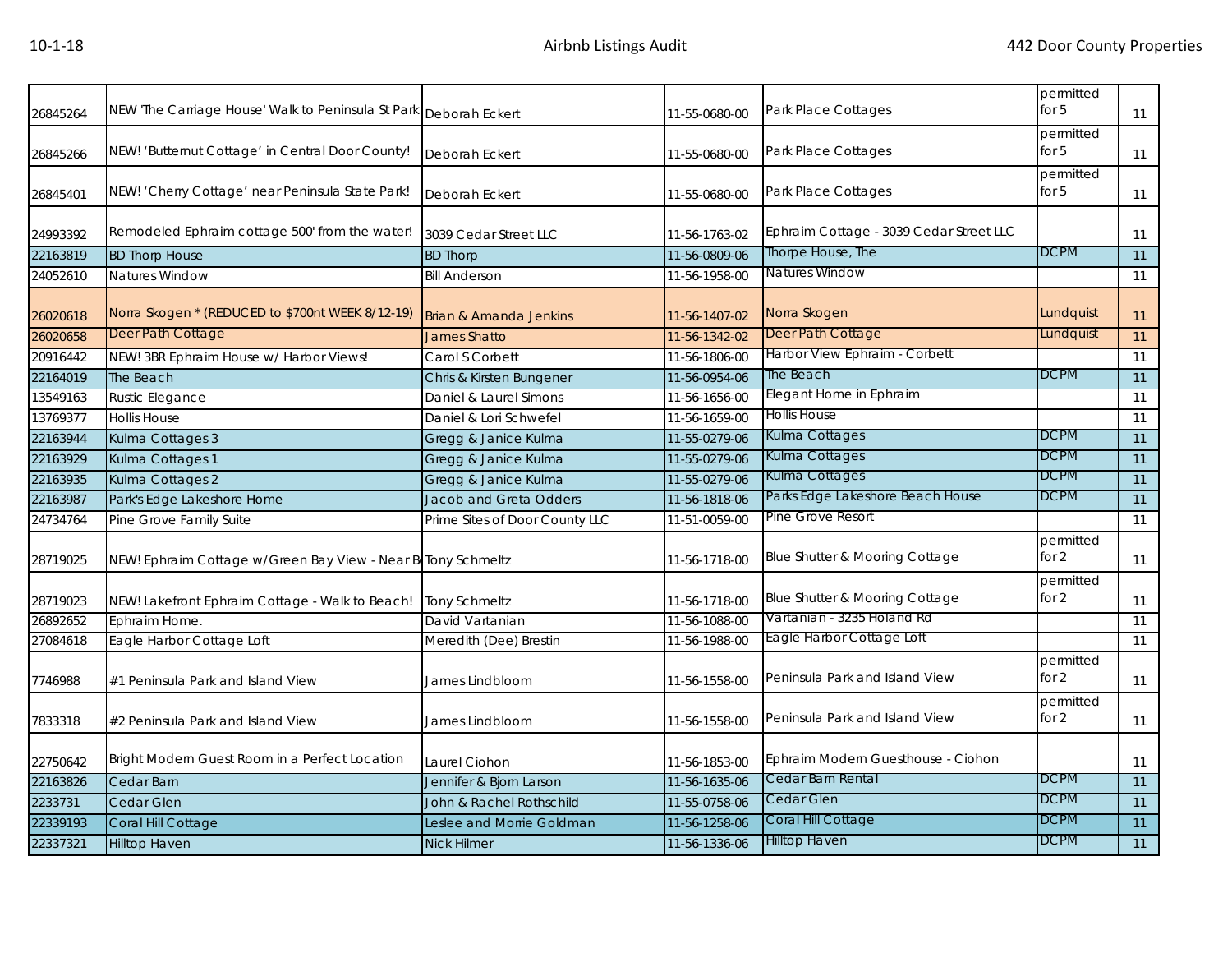| | | | | | | |
|---|---|---|---|---|---|---|
| 26845264 | NEW 'The Carriage House' Walk to Peninsula St Park | Deborah Eckert | 11-55-0680-00 | Park Place Cottages | permitted for 5 | 11 |
| 26845266 | NEW! 'Butternut Cottage' in Central Door County! | Deborah Eckert | 11-55-0680-00 | Park Place Cottages | permitted for 5 | 11 |
| 26845401 | NEW! 'Cherry Cottage' near Peninsula State Park! | Deborah Eckert | 11-55-0680-00 | Park Place Cottages | permitted for 5 | 11 |
| 24993392 | Remodeled Ephraim cottage 500' from the water! | 3039 Cedar Street LLC | 11-56-1763-02 | Ephraim Cottage - 3039 Cedar Street LLC | | 11 |
| 22163819 | BD Thorp House | BD Thorp | 11-56-0809-06 | Thorpe House, The | DCPM | 11 |
| 24052610 | Natures Window | Bill Anderson | 11-56-1958-00 | Natures Window | | 11 |
| 26020618 | Norra Skogen * (REDUCED to $700nt WEEK 8/12-19) | Brian & Amanda Jenkins | 11-56-1407-02 | Norra Skogen | Lundquist | 11 |
| 26020658 | Deer Path Cottage | James Shatto | 11-56-1342-02 | Deer Path Cottage | Lundquist | 11 |
| 20916442 | NEW! 3BR Ephraim House w/ Harbor Views! | Carol S Corbett | 11-56-1806-00 | Harbor View Ephraim - Corbett | | 11 |
| 22164019 | The Beach | Chris & Kirsten Bungener | 11-56-0954-06 | The Beach | DCPM | 11 |
| 13549163 | Rustic Elegance | Daniel & Laurel Simons | 11-56-1656-00 | Elegant Home in Ephraim | | 11 |
| 13769377 | Hollis House | Daniel & Lori Schwefel | 11-56-1659-00 | Hollis House | | 11 |
| 22163944 | Kulma Cottages 3 | Gregg & Janice Kulma | 11-55-0279-06 | Kulma Cottages | DCPM | 11 |
| 22163929 | Kulma Cottages 1 | Gregg & Janice Kulma | 11-55-0279-06 | Kulma Cottages | DCPM | 11 |
| 22163935 | Kulma Cottages 2 | Gregg & Janice Kulma | 11-55-0279-06 | Kulma Cottages | DCPM | 11 |
| 22163987 | Park's Edge Lakeshore Home | Jacob and Greta Odders | 11-56-1818-06 | Parks Edge Lakeshore Beach House | DCPM | 11 |
| 24734764 | Pine Grove Family Suite | Prime Sites of Door County LLC | 11-51-0059-00 | Pine Grove Resort | | 11 |
| 28719025 | NEW! Ephraim Cottage w/Green Bay View - Near B | Tony Schmeltz | 11-56-1718-00 | Blue Shutter & Mooring Cottage | permitted for 2 | 11 |
| 28719023 | NEW! Lakefront Ephraim Cottage - Walk to Beach! | Tony Schmeltz | 11-56-1718-00 | Blue Shutter & Mooring Cottage | permitted for 2 | 11 |
| 26892652 | Ephraim Home. | David Vartanian | 11-56-1088-00 | Vartanian - 3235 Holand Rd | | 11 |
| 27084618 | Eagle Harbor Cottage Loft | Meredith (Dee) Brestin | 11-56-1988-00 | Eagle Harbor Cottage Loft | | 11 |
| 7746988 | #1 Peninsula Park and Island View | James Lindbloom | 11-56-1558-00 | Peninsula Park and Island View | permitted for 2 | 11 |
| 7833318 | #2 Peninsula Park and Island View | James Lindbloom | 11-56-1558-00 | Peninsula Park and Island View | permitted for 2 | 11 |
| 22750642 | Bright Modern Guest Room in a Perfect Location | Laurel Ciohon | 11-56-1853-00 | Ephraim Modern Guesthouse - Ciohon | | 11 |
| 22163826 | Cedar Barn | Jennifer & Bjorn Larson | 11-56-1635-06 | Cedar Barn Rental | DCPM | 11 |
| 2233731 | Cedar Glen | John & Rachel Rothschild | 11-55-0758-06 | Cedar Glen | DCPM | 11 |
| 22339193 | Coral Hill Cottage | Leslee and Morrie Goldman | 11-56-1258-06 | Coral Hill Cottage | DCPM | 11 |
| 22337321 | Hilltop Haven | Nick Hilmer | 11-56-1336-06 | Hilltop Haven | DCPM | 11 |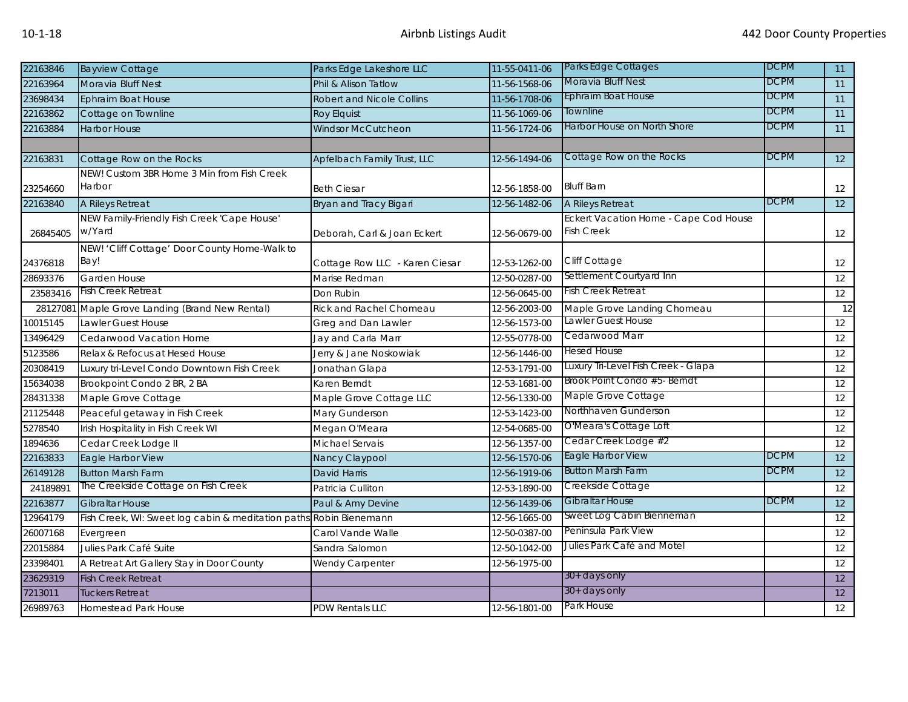| | | | | | | |
|---|---|---|---|---|---|---|
| 22163846 | Bayview Cottage | Parks Edge Lakeshore LLC | 11-55-0411-06 | Parks Edge Cottages | DCPM | 11 |
| 22163964 | Moravia Bluff Nest | Phil & Alison Tatlow | 11-56-1568-06 | Moravia Bluff Nest | DCPM | 11 |
| 23698434 | Ephraim Boat House | Robert and Nicole Collins | 11-56-1708-06 | Ephraim Boat House | DCPM | 11 |
| 22163862 | Cottage on Townline | Roy Elquist | 11-56-1069-06 | Townline | DCPM | 11 |
| 22163884 | Harbor House | Windsor McCutcheon | 11-56-1724-06 | Harbor House on North Shore | DCPM | 11 |
| | | | | | | |
| 22163831 | Cottage Row on the Rocks | Apfelbach Family Trust, LLC | 12-56-1494-06 | Cottage Row on the Rocks | DCPM | 12 |
| 23254660 | NEW! Custom 3BR Home 3 Min from Fish Creek Harbor | Beth Ciesar | 12-56-1858-00 | Bluff Barn | | 12 |
| 22163840 | A Rileys Retreat | Bryan and Tracy Bigari | 12-56-1482-06 | A Rileys Retreat | DCPM | 12 |
| 26845405 | NEW Family-Friendly Fish Creek 'Cape House' w/Yard | Deborah, Carl & Joan Eckert | 12-56-0679-00 | Eckert Vacation Home - Cape Cod House Fish Creek | | 12 |
| 24376818 | NEW! 'Cliff Cottage' Door County Home-Walk to Bay! | Cottage Row LLC - Karen Ciesar | 12-53-1262-00 | Cliff Cottage | | 12 |
| 28693376 | Garden House | Marise Redman | 12-50-0287-00 | Settlement Courtyard Inn | | 12 |
| 23583416 | Fish Creek Retreat | Don Rubin | 12-56-0645-00 | Fish Creek Retreat | | 12 |
| 28127081 | Maple Grove Landing (Brand New Rental) | Rick and Rachel Chomeau | 12-56-2003-00 | Maple Grove Landing Chomeau | | 12 |
| 10015145 | Lawler Guest House | Greg and Dan Lawler | 12-56-1573-00 | Lawler Guest House | | 12 |
| 13496429 | Cedarwood Vacation Home | Jay and Carla Marr | 12-55-0778-00 | Cedarwood Marr | | 12 |
| 5123586 | Relax & Refocus at Hesed House | Jerry & Jane Noskowiak | 12-56-1446-00 | Hesed House | | 12 |
| 20308419 | Luxury tri-Level Condo Downtown Fish Creek | Jonathan Glapa | 12-53-1791-00 | Luxury Tri-Level Fish Creek - Glapa | | 12 |
| 15634038 | Brookpoint Condo 2 BR, 2 BA | Karen Berndt | 12-53-1681-00 | Brook Point Condo #5- Berndt | | 12 |
| 28431338 | Maple Grove Cottage | Maple Grove Cottage LLC | 12-56-1330-00 | Maple Grove Cottage | | 12 |
| 21125448 | Peaceful getaway in Fish Creek | Mary Gunderson | 12-53-1423-00 | Northhaven Gunderson | | 12 |
| 5278540 | Irish Hospitality in Fish Creek WI | Megan O'Meara | 12-54-0685-00 | O'Meara's Cottage Loft | | 12 |
| 1894636 | Cedar Creek Lodge II | Michael Servais | 12-56-1357-00 | Cedar Creek Lodge #2 | | 12 |
| 22163833 | Eagle Harbor View | Nancy Claypool | 12-56-1570-06 | Eagle Harbor View | DCPM | 12 |
| 26149128 | Button Marsh Farm | David Harris | 12-56-1919-06 | Button Marsh Farm | DCPM | 12 |
| 24189891 | The Creekside Cottage on Fish Creek | Patricia Culliton | 12-53-1890-00 | Creekside Cottage | | 12 |
| 22163877 | Gibraltar House | Paul & Amy Devine | 12-56-1439-06 | Gibraltar House | DCPM | 12 |
| 12964179 | Fish Creek, WI: Sweet log cabin & meditation paths | Robin Bienemann | 12-56-1665-00 | Sweet Log Cabin Bienneman | | 12 |
| 26007168 | Evergreen | Carol Vande Walle | 12-50-0387-00 | Peninsula Park View | | 12 |
| 22015884 | Julies Park Café Suite | Sandra Salomon | 12-50-1042-00 | Julies Park Café and Motel | | 12 |
| 23398401 | A Retreat Art Gallery Stay in Door County | Wendy Carpenter | 12-56-1975-00 | | | 12 |
| 23629319 | Fish Creek Retreat | | | 30+ days only | | 12 |
| 7213011 | Tuckers Retreat | | | 30+ days only | | 12 |
| 26989763 | Homestead Park House | PDW Rentals LLC | 12-56-1801-00 | Park House | | 12 |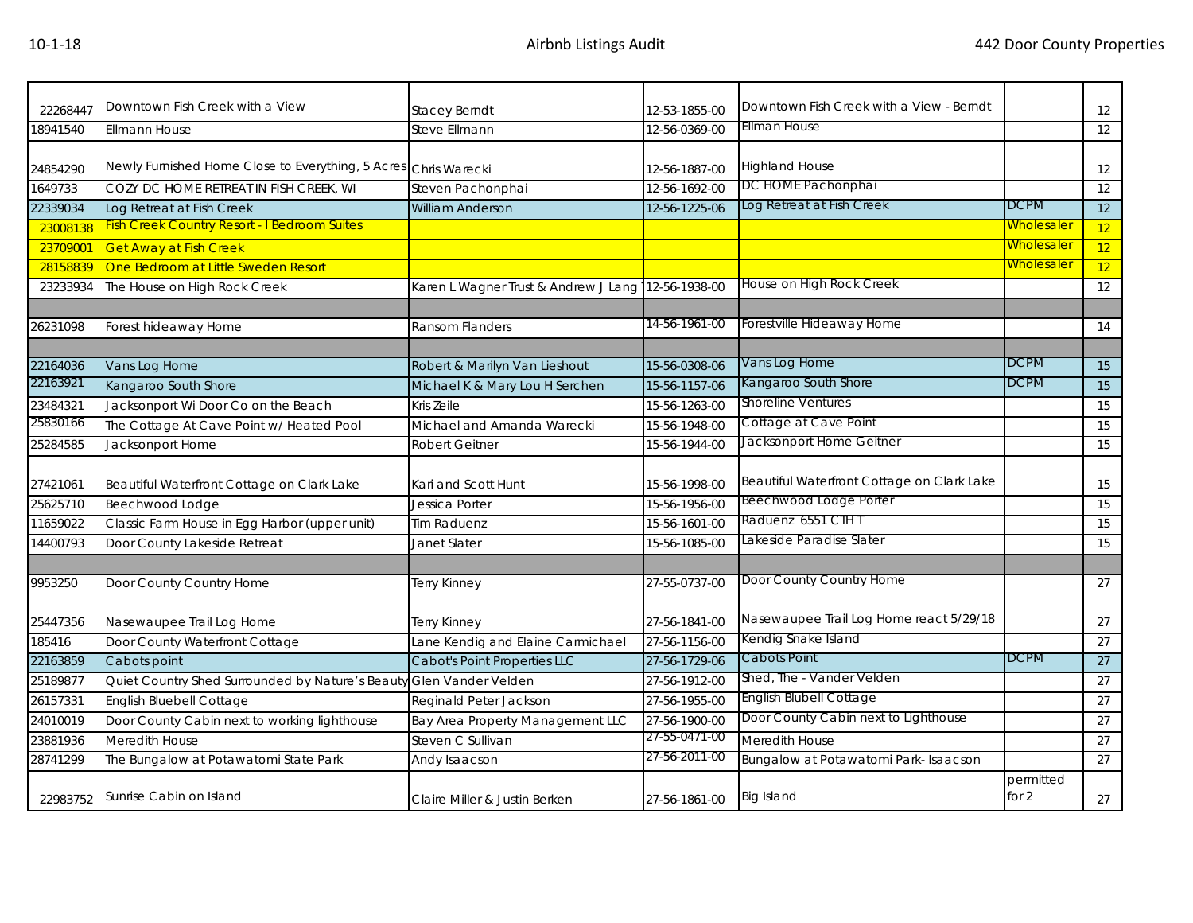| | | | | | | |
|---|---|---|---|---|---|---|
| 22268447 | Downtown Fish Creek with a View | Stacey Berndt | 12-53-1855-00 | Downtown Fish Creek with a View - Berndt | | 12 |
| 18941540 | Ellmann House | Steve Ellmann | 12-56-0369-00 | Ellman House | | 12 |
| 24854290 | Newly Furnished Home Close to Everything, 5 Acres | Chris Warecki | 12-56-1887-00 | Highland House | | 12 |
| 1649733 | COZY DC HOME RETREAT IN FISH CREEK, WI | Steven Pachonphai | 12-56-1692-00 | DC HOME Pachonphai | | 12 |
| 22339034 | Log Retreat at Fish Creek | William Anderson | 12-56-1225-06 | Log Retreat at Fish Creek | DCPM | 12 |
| 23008138 | Fish Creek Country Resort - I Bedroom Suites | | | | Wholesaler | 12 |
| 23709001 | Get Away at Fish Creek | | | | Wholesaler | 12 |
| 28158839 | One Bedroom at Little Sweden Resort | | | | Wholesaler | 12 |
| 23233934 | The House on High Rock Creek | Karen L Wagner Trust & Andrew J Lang | 12-56-1938-00 | House on High Rock Creek | | 12 |
| | | | | | | |
| 26231098 | Forest hideaway Home | Ransom Flanders | 14-56-1961-00 | Forestville Hideaway Home | | 14 |
| | | | | | | |
| 22164036 | Vans Log Home | Robert & Marilyn Van Lieshout | 15-56-0308-06 | Vans Log Home | DCPM | 15 |
| 22163921 | Kangaroo South Shore | Michael K & Mary Lou H Serchen | 15-56-1157-06 | Kangaroo South Shore | DCPM | 15 |
| 23484321 | Jacksonport Wi Door Co on the Beach | Kris Zeile | 15-56-1263-00 | Shoreline Ventures | | 15 |
| 25830166 | The Cottage At Cave Point w/ Heated Pool | Michael and Amanda Warecki | 15-56-1948-00 | Cottage at Cave Point | | 15 |
| 25284585 | Jacksonport Home | Robert Geitner | 15-56-1944-00 | Jacksonport Home Geitner | | 15 |
| 27421061 | Beautiful Waterfront Cottage on Clark Lake | Kari and Scott Hunt | 15-56-1998-00 | Beautiful Waterfront Cottage on Clark Lake | | 15 |
| 25625710 | Beechwood Lodge | Jessica Porter | 15-56-1956-00 | Beechwood Lodge Porter | | 15 |
| 11659022 | Classic Farm House in Egg Harbor (upper unit) | Tim Raduenz | 15-56-1601-00 | Raduenz 6551 CTH T | | 15 |
| 14400793 | Door County Lakeside Retreat | Janet Slater | 15-56-1085-00 | Lakeside Paradise Slater | | 15 |
| | | | | | | |
| 9953250 | Door County Country Home | Terry Kinney | 27-55-0737-00 | Door County Country Home | | 27 |
| 25447356 | Nasewaupee Trail Log Home | Terry Kinney | 27-56-1841-00 | Nasewaupee Trail Log Home react 5/29/18 | | 27 |
| 185416 | Door County Waterfront Cottage | Lane Kendig and Elaine Carmichael | 27-56-1156-00 | Kendig Snake Island | | 27 |
| 22163859 | Cabots point | Cabot's Point Properties LLC | 27-56-1729-06 | Cabots Point | DCPM | 27 |
| 25189877 | Quiet Country Shed Surrounded by Nature's Beauty | Glen Vander Velden | 27-56-1912-00 | Shed, The - Vander Velden | | 27 |
| 26157331 | English Bluebell Cottage | Reginald Peter Jackson | 27-56-1955-00 | English Blubell Cottage | | 27 |
| 24010019 | Door County Cabin next to working lighthouse | Bay Area Property Management LLC | 27-56-1900-00 | Door County Cabin next to Lighthouse | | 27 |
| 23881936 | Meredith House | Steven C Sullivan | 27-55-0471-00 | Meredith House | | 27 |
| 28741299 | The Bungalow at Potawatomi State Park | Andy Isaacson | 27-56-2011-00 | Bungalow at Potawatomi Park- Isaacson | | 27 |
| 22983752 | Sunrise Cabin on Island | Claire Miller & Justin Berken | 27-56-1861-00 | Big Island | permitted for 2 | 27 |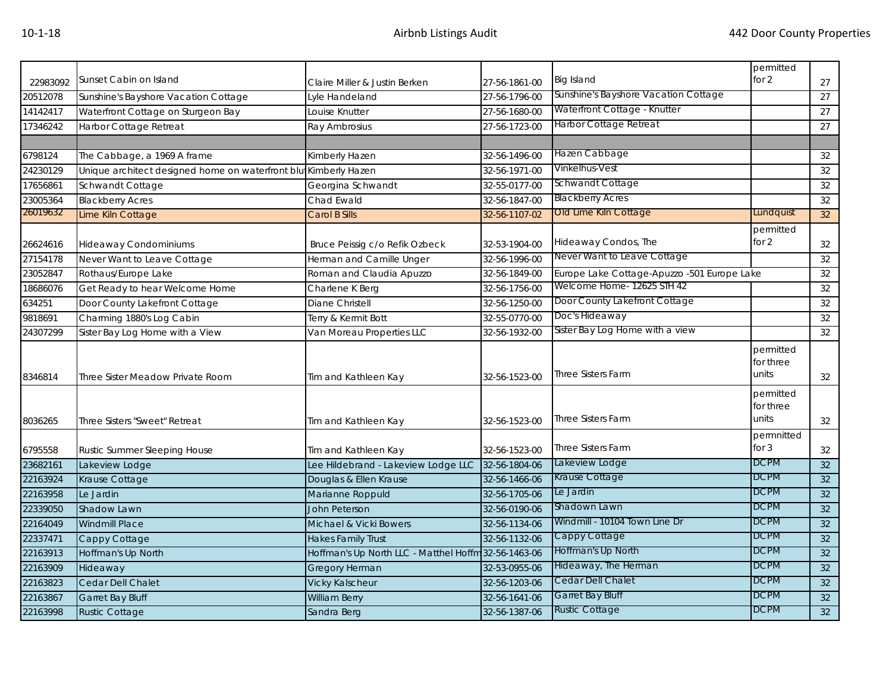| | | | | | | |
|---|---|---|---|---|---|---|
| 22983092 | Sunset Cabin on Island | Claire Miller & Justin Berken | 27-56-1861-00 | Big Island | permitted for 2 | 27 |
| 20512078 | Sunshine's Bayshore Vacation Cottage | Lyle Handeland | 27-56-1796-00 | Sunshine's Bayshore Vacation Cottage | | 27 |
| 14142417 | Waterfront Cottage on Sturgeon Bay | Louise Knutter | 27-56-1680-00 | Waterfront Cottage - Knutter | | 27 |
| 17346242 | Harbor Cottage Retreat | Ray Ambrosius | 27-56-1723-00 | Harbor Cottage Retreat | | 27 |
| | | | | | | |
| 6798124 | The Cabbage, a 1969 A frame | Kimberly Hazen | 32-56-1496-00 | Hazen Cabbage | | 32 |
| 24230129 | Unique architect designed home on waterfront blu | Kimberly Hazen | 32-56-1971-00 | Vinkelhus-Vest | | 32 |
| 17656861 | Schwandt Cottage | Georgina Schwandt | 32-55-0177-00 | Schwandt Cottage | | 32 |
| 23005364 | Blackberry Acres | Chad Ewald | 32-56-1847-00 | Blackberry Acres | | 32 |
| 26019632 | Lime Kiln Cottage | Carol B Sills | 32-56-1107-02 | Old Lime Kiln Cottage | Lundquist | 32 |
| 26624616 | Hideaway Condominiums | Bruce Peissig c/o Refik Ozbeck | 32-53-1904-00 | Hideaway Condos, The | permitted for 2 | 32 |
| 27154178 | Never Want to Leave Cottage | Herman and Camille Unger | 32-56-1996-00 | Never Want to Leave Cottage | | 32 |
| 23052847 | Rothaus/Europe Lake | Roman and Claudia Apuzzo | 32-56-1849-00 | Europe Lake Cottage-Apuzzo -501 Europe Lake | | 32 |
| 18686076 | Get Ready to hear Welcome Home | Charlene K Berg | 32-56-1756-00 | Welcome Home- 12625 STH 42 | | 32 |
| 634251 | Door County Lakefront Cottage | Diane Christell | 32-56-1250-00 | Door County Lakefront Cottage | | 32 |
| 9818691 | Charming 1880's Log Cabin | Terry & Kermit Bott | 32-55-0770-00 | Doc's Hideaway | | 32 |
| 24307299 | Sister Bay Log Home with a View | Van Moreau Properties LLC | 32-56-1932-00 | Sister Bay Log Home with a view | | 32 |
| 8346814 | Three Sister Meadow Private Room | Tim and Kathleen Kay | 32-56-1523-00 | Three Sisters Farm | permitted for three units | 32 |
| 8036265 | Three Sisters "Sweet" Retreat | Tim and Kathleen Kay | 32-56-1523-00 | Three Sisters Farm | permitted for three units | 32 |
| 6795558 | Rustic Summer Sleeping House | Tim and Kathleen Kay | 32-56-1523-00 | Three Sisters Farm | permnitted for 3 | 32 |
| 23682161 | Lakeview Lodge | Lee Hildebrand - Lakeview Lodge LLC | 32-56-1804-06 | Lakeview Lodge | DCPM | 32 |
| 22163924 | Krause Cottage | Douglas & Ellen Krause | 32-56-1466-06 | Krause Cottage | DCPM | 32 |
| 22163958 | Le Jardin | Marianne Roppuld | 32-56-1705-06 | Le Jardin | DCPM | 32 |
| 22339050 | Shadow Lawn | John Peterson | 32-56-0190-06 | Shadown Lawn | DCPM | 32 |
| 22164049 | Windmill Place | Michael & Vicki Bowers | 32-56-1134-06 | Windmill - 10104 Town Line Dr | DCPM | 32 |
| 22337471 | Cappy Cottage | Hakes Family Trust | 32-56-1132-06 | Cappy Cottage | DCPM | 32 |
| 22163913 | Hoffman's Up North | Hoffman's Up North LLC - Matthel Hoffm | 32-56-1463-06 | Hoffman's Up North | DCPM | 32 |
| 22163909 | Hideaway | Gregory Herman | 32-53-0955-06 | Hideaway, The Herman | DCPM | 32 |
| 22163823 | Cedar Dell Chalet | Vicky Kalscheur | 32-56-1203-06 | Cedar Dell Chalet | DCPM | 32 |
| 22163867 | Garret Bay Bluff | William Berry | 32-56-1641-06 | Garret Bay Bluff | DCPM | 32 |
| 22163998 | Rustic Cottage | Sandra Berg | 32-56-1387-06 | Rustic Cottage | DCPM | 32 |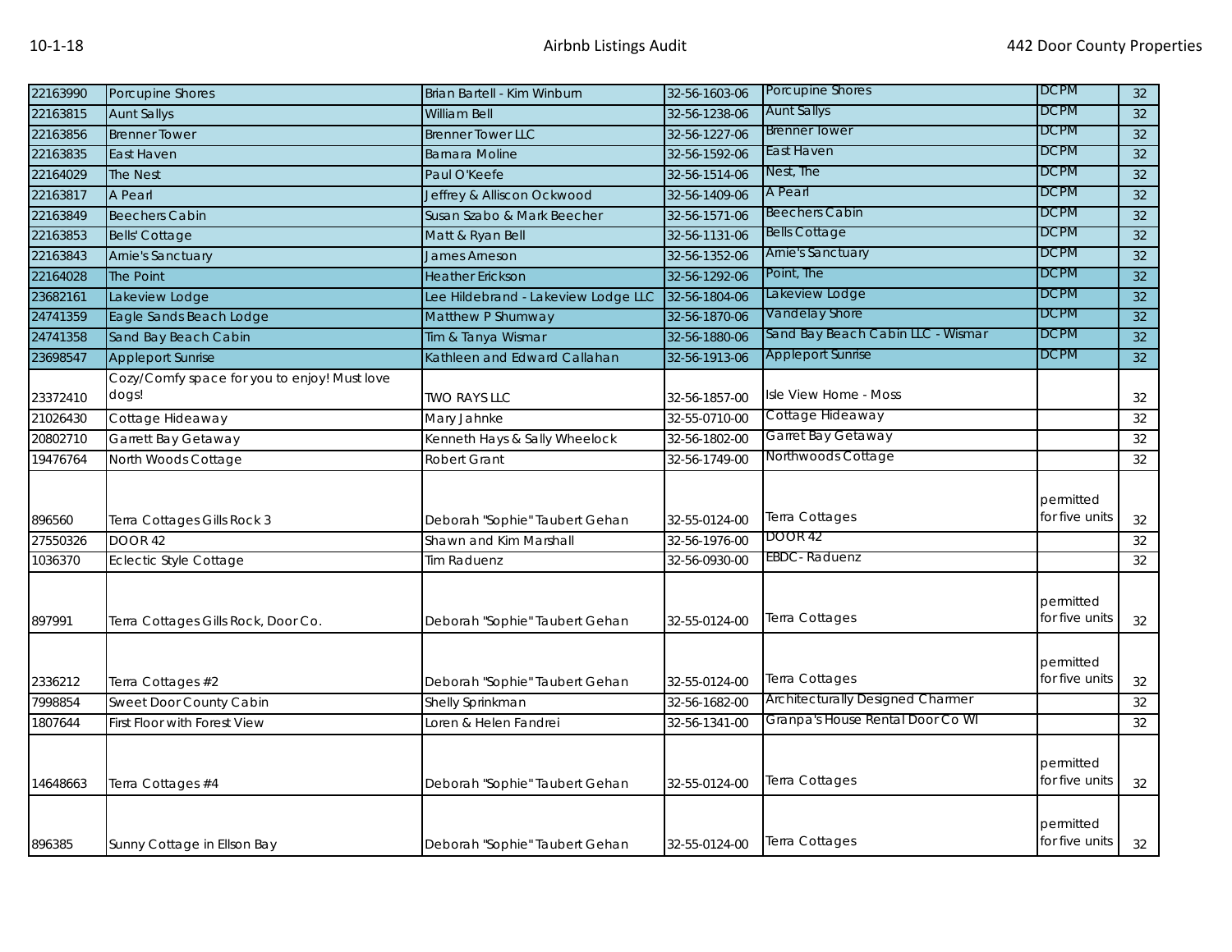| | | | | | | |
|---|---|---|---|---|---|---|
| 22163990 | Porcupine Shores | Brian Bartell - Kim Winburn | 32-56-1603-06 | Porcupine Shores | DCPM | 32 |
| 22163815 | Aunt Sallys | William Bell | 32-56-1238-06 | Aunt Sallys | DCPM | 32 |
| 22163856 | Brenner Tower | Brenner Tower LLC | 32-56-1227-06 | Brenner Tower | DCPM | 32 |
| 22163835 | East Haven | Barnara Moline | 32-56-1592-06 | East Haven | DCPM | 32 |
| 22164029 | The Nest | Paul O'Keefe | 32-56-1514-06 | Nest, The | DCPM | 32 |
| 22163817 | A Pearl | Jeffrey & Alliscon Ockwood | 32-56-1409-06 | A Pearl | DCPM | 32 |
| 22163849 | Beechers Cabin | Susan Szabo & Mark Beecher | 32-56-1571-06 | Beechers Cabin | DCPM | 32 |
| 22163853 | Bells' Cottage | Matt & Ryan Bell | 32-56-1131-06 | Bells Cottage | DCPM | 32 |
| 22163843 | Arnie's Sanctuary | James Arneson | 32-56-1352-06 | Arnie's Sanctuary | DCPM | 32 |
| 22164028 | The Point | Heather Erickson | 32-56-1292-06 | Point, The | DCPM | 32 |
| 23682161 | Lakeview Lodge | Lee Hildebrand - Lakeview Lodge LLC | 32-56-1804-06 | Lakeview Lodge | DCPM | 32 |
| 24741359 | Eagle Sands Beach Lodge | Matthew P Shumway | 32-56-1870-06 | Vandelay Shore | DCPM | 32 |
| 24741358 | Sand Bay Beach Cabin | Tim & Tanya Wismar | 32-56-1880-06 | Sand Bay Beach Cabin LLC - Wismar | DCPM | 32 |
| 23698547 | Appleport Sunrise | Kathleen and Edward Callahan | 32-56-1913-06 | Appleport Sunrise | DCPM | 32 |
| 23372410 | Cozy/Comfy space for you to enjoy! Must love dogs! | TWO RAYS LLC | 32-56-1857-00 | Isle View Home - Moss | | 32 |
| 21026430 | Cottage Hideaway | Mary Jahnke | 32-55-0710-00 | Cottage Hideaway | | 32 |
| 20802710 | Garrett Bay Getaway | Kenneth Hays & Sally Wheelock | 32-56-1802-00 | Garret Bay Getaway | | 32 |
| 19476764 | North Woods Cottage | Robert Grant | 32-56-1749-00 | Northwoods Cottage | | 32 |
| 896560 | Terra Cottages Gills Rock 3 | Deborah "Sophie" Taubert Gehan | 32-55-0124-00 | Terra Cottages | permitted for five units | 32 |
| 27550326 | DOOR 42 | Shawn and Kim Marshall | 32-56-1976-00 | DOOR 42 | | 32 |
| 1036370 | Eclectic Style Cottage | Tim Raduenz | 32-56-0930-00 | EBDC- Raduenz | | 32 |
| 897991 | Terra Cottages Gills Rock, Door Co. | Deborah "Sophie" Taubert Gehan | 32-55-0124-00 | Terra Cottages | permitted for five units | 32 |
| 2336212 | Terra Cottages #2 | Deborah "Sophie" Taubert Gehan | 32-55-0124-00 | Terra Cottages | permitted for five units | 32 |
| 7998854 | Sweet Door County Cabin | Shelly Sprinkman | 32-56-1682-00 | Architecturally Designed Charmer | | 32 |
| 1807644 | First Floor with Forest View | Loren & Helen Fandrei | 32-56-1341-00 | Granpa's House Rental Door Co WI | | 32 |
| 14648663 | Terra Cottages #4 | Deborah "Sophie" Taubert Gehan | 32-55-0124-00 | Terra Cottages | permitted for five units | 32 |
| 896385 | Sunny Cottage in Ellson Bay | Deborah "Sophie" Taubert Gehan | 32-55-0124-00 | Terra Cottages | permitted for five units | 32 |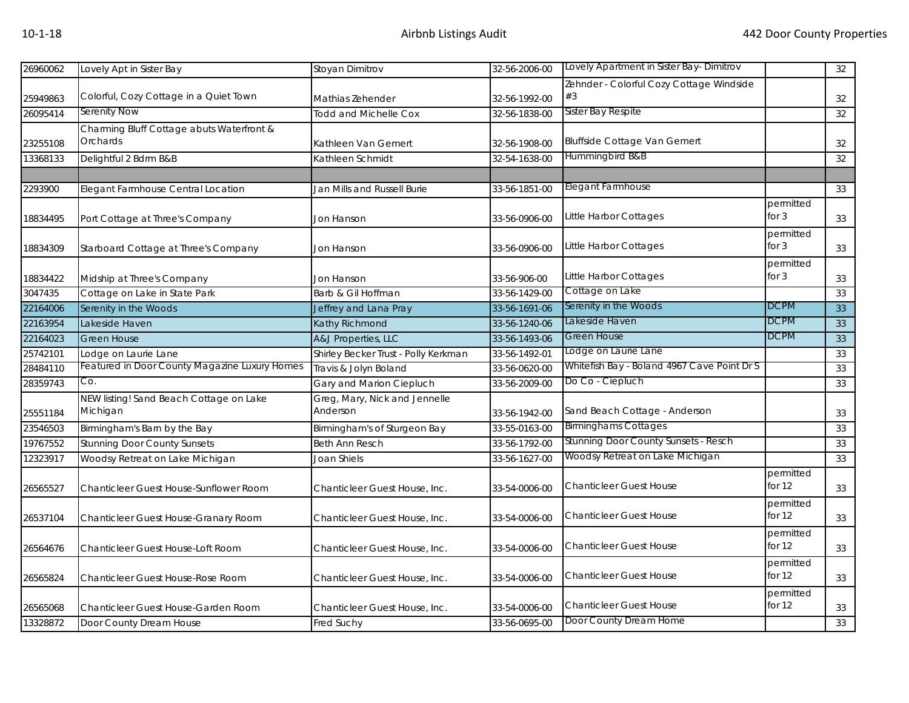| 26960062 | Lovely Apt in Sister Bay | Stoyan Dimitrov | 32-56-2006-00 | Lovely Apartment in Sister Bay- Dimitrov | | 32 |
|---|---|---|---|---|---|---|
| 25949863 | Colorful, Cozy Cottage in a Quiet Town | Mathias Zehender | 32-56-1992-00 | Zehnder - Colorful Cozy Cottage Windside #3 | | 32 |
| 26095414 | Serenity Now | Todd and Michelle Cox | 32-56-1838-00 | Sister Bay Respite | | 32 |
| 23255108 | Charming Bluff Cottage abuts Waterfront & Orchards | Kathleen Van Gemert | 32-56-1908-00 | Bluffside Cottage Van Gemert | | 32 |
| 13368133 | Delightful 2 Bdrm B&B | Kathleen Schmidt | 32-54-1638-00 | Hummingbird B&B | | 32 |
| | | | | | | |
| 2293900 | Elegant Farmhouse Central Location | Jan Mills and Russell Burie | 33-56-1851-00 | Elegant Farmhouse | | 33 |
| 18834495 | Port Cottage at Three's Company | Jon Hanson | 33-56-0906-00 | Little Harbor Cottages | permitted for 3 | 33 |
| 18834309 | Starboard Cottage at Three's Company | Jon Hanson | 33-56-0906-00 | Little Harbor Cottages | permitted for 3 | 33 |
| 18834422 | Midship at Three's Company | Jon Hanson | 33-56-906-00 | Little Harbor Cottages | permitted for 3 | 33 |
| 3047435 | Cottage on Lake in State Park | Barb & Gil Hoffman | 33-56-1429-00 | Cottage on Lake | | 33 |
| 22164006 | Serenity in the Woods | Jeffrey and Lana Pray | 33-56-1691-06 | Serenity in the Woods | DCPM | 33 |
| 22163954 | Lakeside Haven | Kathy Richmond | 33-56-1240-06 | Lakeside Haven | DCPM | 33 |
| 22164023 | Green House | A&J Properties, LLC | 33-56-1493-06 | Green House | DCPM | 33 |
| 25742101 | Lodge on Laurie Lane | Shirley Becker Trust - Polly Kerkman | 33-56-1492-01 | Lodge on Laurie Lane | | 33 |
| 28484110 | Featured in Door County Magazine Luxury Homes | Travis & Jolyn Boland | 33-56-0620-00 | Whitefish Bay - Boland 4967 Cave Point Dr S | | 33 |
| 28359743 | Co. | Gary and Marion Ciepluch | 33-56-2009-00 | Do Co - Ciepluch | | 33 |
| 25551184 | NEW listing! Sand Beach Cottage on Lake Michigan | Greg, Mary, Nick and Jennelle Anderson | 33-56-1942-00 | Sand Beach Cottage - Anderson | | 33 |
| 23546503 | Birmingham's Barn by the Bay | Birmingham's of Sturgeon Bay | 33-55-0163-00 | Birminghams Cottages | | 33 |
| 19767552 | Stunning Door County Sunsets | Beth Ann Resch | 33-56-1792-00 | Stunning Door County Sunsets - Resch | | 33 |
| 12323917 | Woodsy Retreat on Lake Michigan | Joan Shiels | 33-56-1627-00 | Woodsy Retreat on Lake Michigan | | 33 |
| 26565527 | Chanticleer Guest House-Sunflower Room | Chanticleer Guest House, Inc. | 33-54-0006-00 | Chanticleer Guest House | permitted for 12 | 33 |
| 26537104 | Chanticleer Guest House-Granary Room | Chanticleer Guest House, Inc. | 33-54-0006-00 | Chanticleer Guest House | permitted for 12 | 33 |
| 26564676 | Chanticleer Guest House-Loft Room | Chanticleer Guest House, Inc. | 33-54-0006-00 | Chanticleer Guest House | permitted for 12 | 33 |
| 26565824 | Chanticleer Guest House-Rose Room | Chanticleer Guest House, Inc. | 33-54-0006-00 | Chanticleer Guest House | permitted for 12 | 33 |
| 26565068 | Chanticleer Guest House-Garden Room | Chanticleer Guest House, Inc. | 33-54-0006-00 | Chanticleer Guest House | permitted for 12 | 33 |
| 13328872 | Door County Dream House | Fred Suchy | 33-56-0695-00 | Door County Dream Home | | 33 |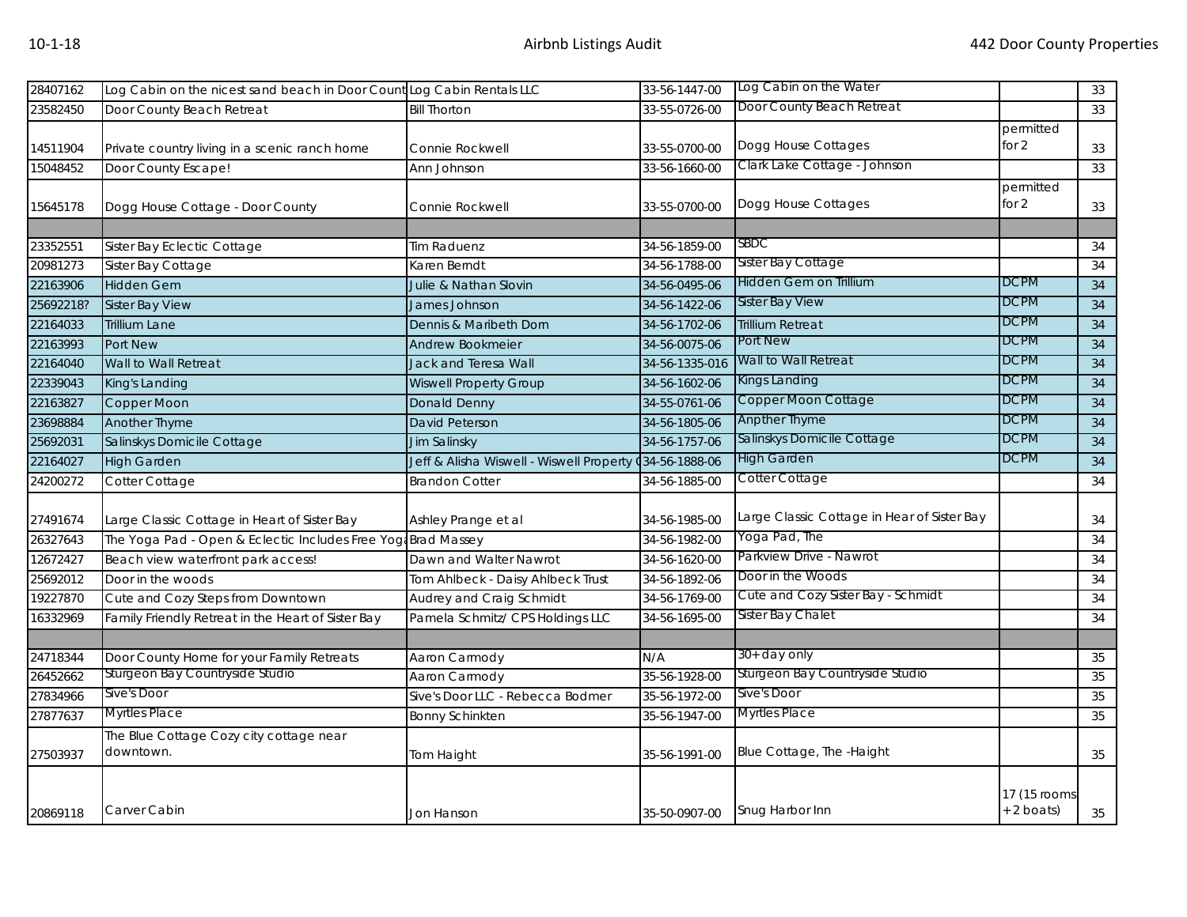| | | | | | | |
|---|---|---|---|---|---|---|
| 28407162 | Log Cabin on the nicest sand beach in Door Count | Log Cabin Rentals LLC | 33-56-1447-00 | Log Cabin on the Water | | 33 |
| 23582450 | Door County Beach Retreat | Bill Thorton | 33-55-0726-00 | Door County Beach Retreat | | 33 |
| 14511904 | Private country living in a scenic ranch home | Connie Rockwell | 33-55-0700-00 | Dogg House Cottages | permitted for 2 | 33 |
| 15048452 | Door County Escape! | Ann Johnson | 33-56-1660-00 | Clark Lake Cottage - Johnson | | 33 |
| 15645178 | Dogg House Cottage - Door County | Connie Rockwell | 33-55-0700-00 | Dogg House Cottages | permitted for 2 | 33 |
| | | | | | | |
| 23352551 | Sister Bay Eclectic Cottage | Tim Raduenz | 34-56-1859-00 | SBDC | | 34 |
| 20981273 | Sister Bay Cottage | Karen Berndt | 34-56-1788-00 | Sister Bay Cottage | | 34 |
| 22163906 | Hidden Gem | Julie & Nathan Slovin | 34-56-0495-06 | Hidden Gem on Trillium | DCPM | 34 |
| 25692218? | Sister Bay View | James Johnson | 34-56-1422-06 | Sister Bay View | DCPM | 34 |
| 22164033 | Trillium Lane | Dennis & Maribeth Dorn | 34-56-1702-06 | Trillium Retreat | DCPM | 34 |
| 22163993 | Port New | Andrew Bookmeier | 34-56-0075-06 | Port New | DCPM | 34 |
| 22164040 | Wall to Wall Retreat | Jack and Teresa Wall | 34-56-1335-016 | Wall to Wall Retreat | DCPM | 34 |
| 22339043 | King's Landing | Wiswell Property Group | 34-56-1602-06 | Kings Landing | DCPM | 34 |
| 22163827 | Copper Moon | Donald Denny | 34-55-0761-06 | Copper Moon Cottage | DCPM | 34 |
| 23698884 | Another Thyme | David Peterson | 34-56-1805-06 | Anpther Thyme | DCPM | 34 |
| 25692031 | Salinskys Domicile Cottage | Jim Salinsky | 34-56-1757-06 | Salinskys Domicile Cottage | DCPM | 34 |
| 22164027 | High Garden | Jeff & Alisha Wiswell - Wiswell Property ( | 34-56-1888-06 | High Garden | DCPM | 34 |
| 24200272 | Cotter Cottage | Brandon Cotter | 34-56-1885-00 | Cotter Cottage | | 34 |
| 27491674 | Large Classic Cottage in Heart of Sister Bay | Ashley Prange et al | 34-56-1985-00 | Large Classic Cottage in Hear of Sister Bay | | 34 |
| 26327643 | The Yoga Pad - Open & Eclectic Includes Free Yoga | Brad Massey | 34-56-1982-00 | Yoga Pad, The | | 34 |
| 12672427 | Beach view waterfront park access! | Dawn and Walter Nawrot | 34-56-1620-00 | Parkview Drive - Nawrot | | 34 |
| 25692012 | Door in the woods | Tom Ahlbeck - Daisy Ahlbeck Trust | 34-56-1892-06 | Door in the Woods | | 34 |
| 19227870 | Cute and Cozy Steps from Downtown | Audrey and Craig Schmidt | 34-56-1769-00 | Cute and Cozy Sister Bay - Schmidt | | 34 |
| 16332969 | Family Friendly Retreat in the Heart of Sister Bay | Pamela Schmitz/ CPS Holdings LLC | 34-56-1695-00 | Sister Bay Chalet | | 34 |
| | | | | | | |
| 24718344 | Door County Home for your Family Retreats | Aaron Carmody | N/A | 30+ day only | | 35 |
| 26452662 | Sturgeon Bay Countryside Studio | Aaron Carmody | 35-56-1928-00 | Sturgeon Bay Countryside Studio | | 35 |
| 27834966 | Sive's Door | Sive's Door LLC - Rebecca Bodmer | 35-56-1972-00 | Sive's Door | | 35 |
| 27877637 | Myrtles Place | Bonny Schinkten | 35-56-1947-00 | Myrtles Place | | 35 |
| 27503937 | The Blue Cottage Cozy city cottage near downtown. | Tom Haight | 35-56-1991-00 | Blue Cottage, The -Haight | | 35 |
| 20869118 | Carver Cabin | Jon Hanson | 35-50-0907-00 | Snug Harbor Inn | 17 (15 rooms + 2 boats) | 35 |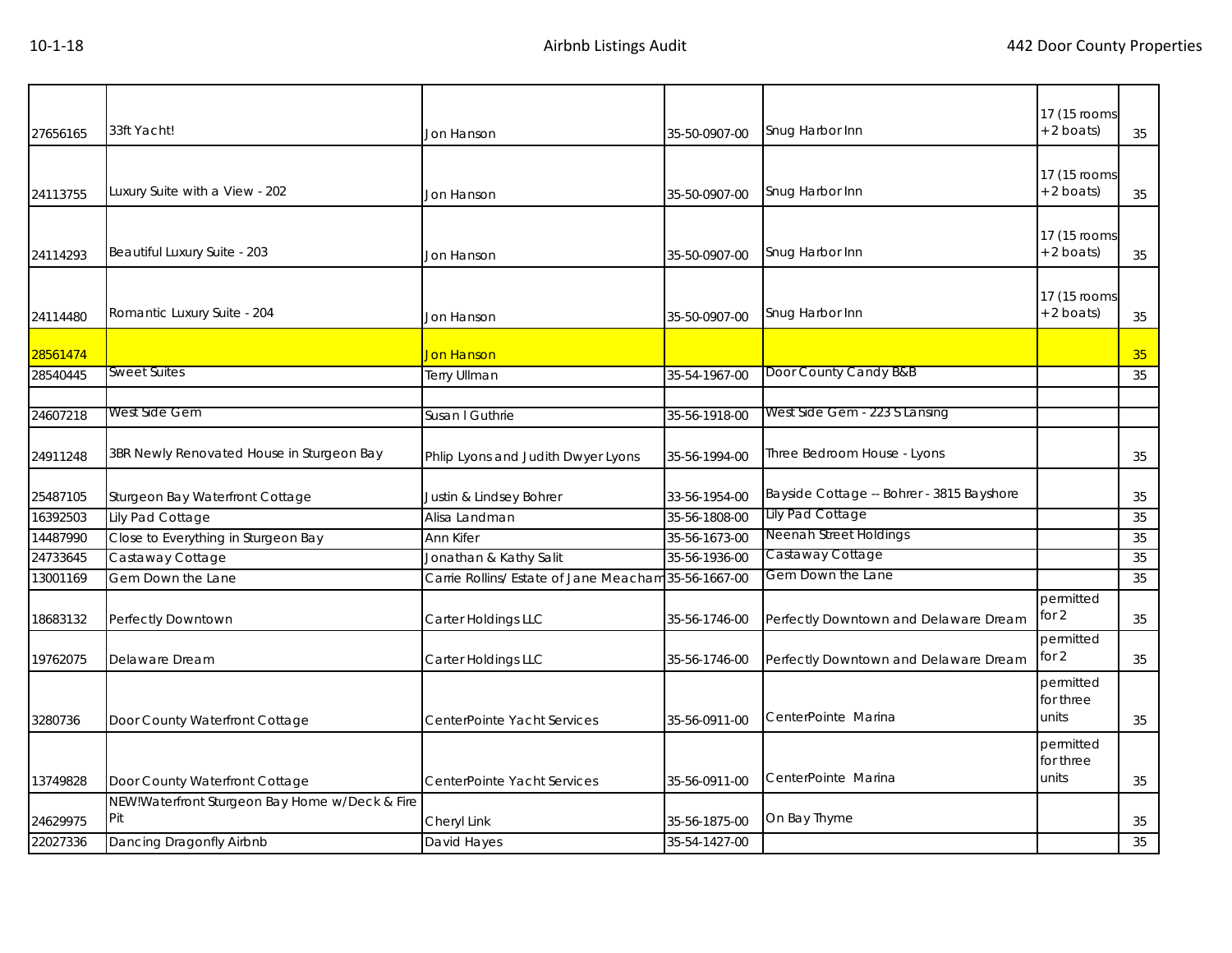| | | | | | | |
|---|---|---|---|---|---|---|
| 27656165 | 33ft Yacht! | Jon Hanson | 35-50-0907-00 | Snug Harbor Inn | 17 (15 rooms +2 boats) | 35 |
| 24113755 | Luxury Suite with a View - 202 | Jon Hanson | 35-50-0907-00 | Snug Harbor Inn | 17 (15 rooms +2 boats) | 35 |
| 24114293 | Beautiful Luxury Suite - 203 | Jon Hanson | 35-50-0907-00 | Snug Harbor Inn | 17 (15 rooms +2 boats) | 35 |
| 24114480 | Romantic Luxury Suite - 204 | Jon Hanson | 35-50-0907-00 | Snug Harbor Inn | 17 (15 rooms +2 boats) | 35 |
| 28561474 | | Jon Hanson | | | | 35 |
| 28540445 | Sweet Suites | Terry Ullman | 35-54-1967-00 | Door County Candy B&B | | 35 |
| | | | | | | |
| 24607218 | West Side Gem | Susan I Guthrie | 35-56-1918-00 | West Side Gem - 223 S Lansing | | |
| 24911248 | 3BR Newly Renovated House in Sturgeon Bay | Phlip Lyons and Judith Dwyer Lyons | 35-56-1994-00 | Three Bedroom House - Lyons | | 35 |
| 25487105 | Sturgeon Bay Waterfront Cottage | Justin & Lindsey Bohrer | 33-56-1954-00 | Bayside Cottage -- Bohrer - 3815 Bayshore | | 35 |
| 16392503 | Lily Pad Cottage | Alisa Landman | 35-56-1808-00 | Lily Pad Cottage | | 35 |
| 14487990 | Close to Everything in Sturgeon Bay | Ann Kifer | 35-56-1673-00 | Neenah Street Holdings | | 35 |
| 24733645 | Castaway Cottage | Jonathan & Kathy Salit | 35-56-1936-00 | Castaway Cottage | | 35 |
| 13001169 | Gem Down the Lane | Carrie Rollins/ Estate of Jane Meacham | 35-56-1667-00 | Gem Down the Lane | | 35 |
| 18683132 | Perfectly Downtown | Carter Holdings LLC | 35-56-1746-00 | Perfectly Downtown and Delaware Dream | permitted for 2 | 35 |
| 19762075 | Delaware Dream | Carter Holdings LLC | 35-56-1746-00 | Perfectly Downtown and Delaware Dream | permitted for 2 | 35 |
| 3280736 | Door County Waterfront Cottage | CenterPointe Yacht Services | 35-56-0911-00 | CenterPointe Marina | permitted for three units | 35 |
| 13749828 | Door County Waterfront Cottage | CenterPointe Yacht Services | 35-56-0911-00 | CenterPointe Marina | permitted for three units | 35 |
| 24629975 | NEW!Waterfront Sturgeon Bay Home w/Deck & Fire Pit | Cheryl Link | 35-56-1875-00 | On Bay Thyme | | 35 |
| 22027336 | Dancing Dragonfly Airbnb | David Hayes | 35-54-1427-00 | | | 35 |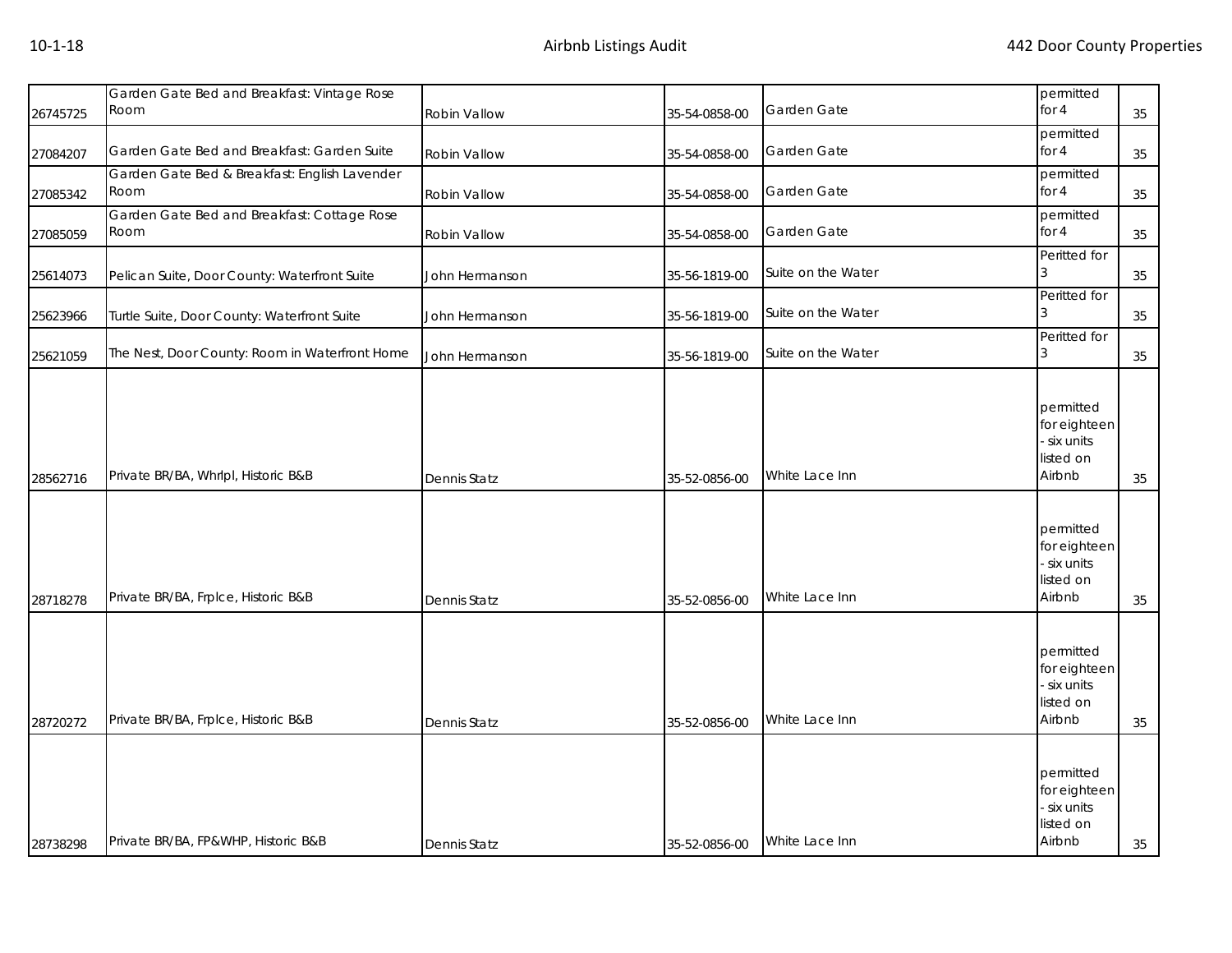| | | | | | | |
|---|---|---|---|---|---|---|
| 26745725 | Garden Gate Bed and Breakfast: Vintage Rose Room | Robin Vallow | 35-54-0858-00 | Garden Gate | permitted for 4 | 35 |
| 27084207 | Garden Gate Bed and Breakfast: Garden Suite | Robin Vallow | 35-54-0858-00 | Garden Gate | permitted for 4 | 35 |
| 27085342 | Garden Gate Bed & Breakfast: English Lavender Room | Robin Vallow | 35-54-0858-00 | Garden Gate | permitted for 4 | 35 |
| 27085059 | Garden Gate Bed and Breakfast: Cottage Rose Room | Robin Vallow | 35-54-0858-00 | Garden Gate | permitted for 4 | 35 |
| 25614073 | Pelican Suite, Door County: Waterfront Suite | John Hermanson | 35-56-1819-00 | Suite on the Water | Peritted for 3 | 35 |
| 25623966 | Turtle Suite, Door County: Waterfront Suite | John Hermanson | 35-56-1819-00 | Suite on the Water | Peritted for 3 | 35 |
| 25621059 | The Nest, Door County: Room in Waterfront Home | John Hermanson | 35-56-1819-00 | Suite on the Water | Peritted for 3 | 35 |
| 28562716 | Private BR/BA, Whrlpl, Historic B&B | Dennis Statz | 35-52-0856-00 | White Lace Inn | permitted for eighteen - six units listed on Airbnb | 35 |
| 28718278 | Private BR/BA, Frplce, Historic B&B | Dennis Statz | 35-52-0856-00 | White Lace Inn | permitted for eighteen - six units listed on Airbnb | 35 |
| 28720272 | Private BR/BA, Frplce, Historic B&B | Dennis Statz | 35-52-0856-00 | White Lace Inn | permitted for eighteen - six units listed on Airbnb | 35 |
| 28738298 | Private BR/BA, FP&WHP, Historic B&B | Dennis Statz | 35-52-0856-00 | White Lace Inn | permitted for eighteen - six units listed on Airbnb | 35 |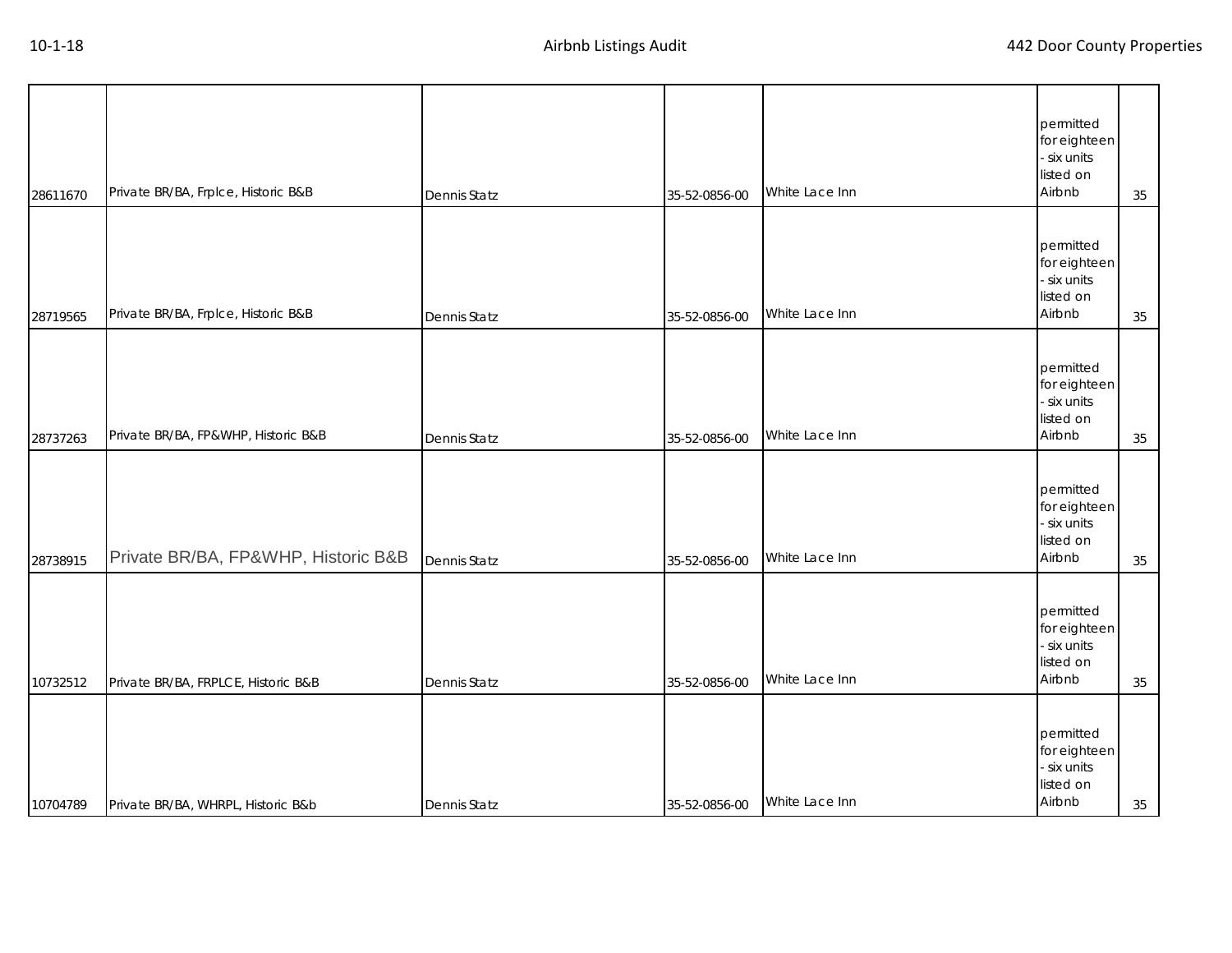| | | | | | | |
|---|---|---|---|---|---|---|
| 28611670 | Private BR/BA, Frplce, Historic B&B | Dennis Statz | 35-52-0856-00 | White Lace Inn | permitted for eighteen - six units listed on Airbnb | 35 |
| 28719565 | Private BR/BA, Frplce, Historic B&B | Dennis Statz | 35-52-0856-00 | White Lace Inn | permitted for eighteen - six units listed on Airbnb | 35 |
| 28737263 | Private BR/BA, FP&WHP, Historic B&B | Dennis Statz | 35-52-0856-00 | White Lace Inn | permitted for eighteen - six units listed on Airbnb | 35 |
| 28738915 | Private BR/BA, FP&WHP, Historic B&B | Dennis Statz | 35-52-0856-00 | White Lace Inn | permitted for eighteen - six units listed on Airbnb | 35 |
| 10732512 | Private BR/BA, FRPLCE, Historic B&B | Dennis Statz | 35-52-0856-00 | White Lace Inn | permitted for eighteen - six units listed on Airbnb | 35 |
| 10704789 | Private BR/BA, WHRPL, Historic B&b | Dennis Statz | 35-52-0856-00 | White Lace Inn | permitted for eighteen - six units listed on Airbnb | 35 |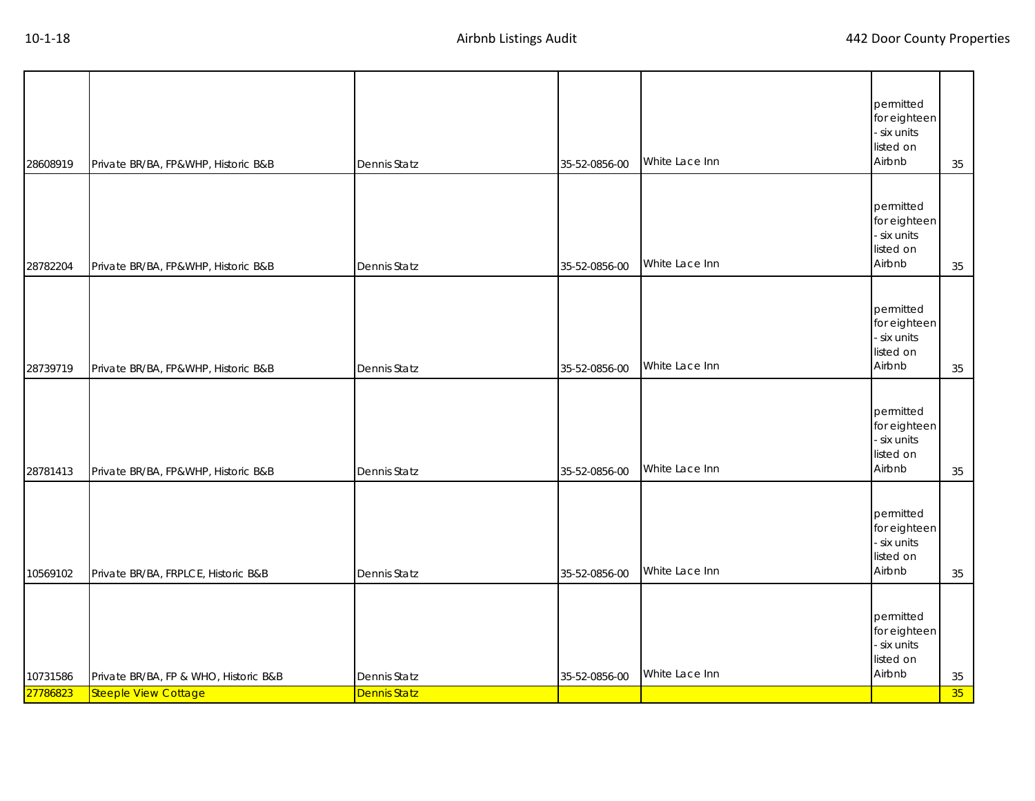| | | | | | | |
|---|---|---|---|---|---|---|
| 28608919 | Private BR/BA, FP&WHP, Historic B&B | Dennis Statz | 35-52-0856-00 | White Lace Inn | permitted for eighteen - six units listed on Airbnb | 35 |
| 28782204 | Private BR/BA, FP&WHP, Historic B&B | Dennis Statz | 35-52-0856-00 | White Lace Inn | permitted for eighteen - six units listed on Airbnb | 35 |
| 28739719 | Private BR/BA, FP&WHP, Historic B&B | Dennis Statz | 35-52-0856-00 | White Lace Inn | permitted for eighteen - six units listed on Airbnb | 35 |
| 28781413 | Private BR/BA, FP&WHP, Historic B&B | Dennis Statz | 35-52-0856-00 | White Lace Inn | permitted for eighteen - six units listed on Airbnb | 35 |
| 10569102 | Private BR/BA, FRPLCE, Historic B&B | Dennis Statz | 35-52-0856-00 | White Lace Inn | permitted for eighteen - six units listed on Airbnb | 35 |
| 10731586 | Private BR/BA, FP & WHO, Historic B&B | Dennis Statz | 35-52-0856-00 | White Lace Inn | permitted for eighteen - six units listed on Airbnb | 35 |
| 27786823 | Steeple View Cottage | Dennis Statz | | | | 35 |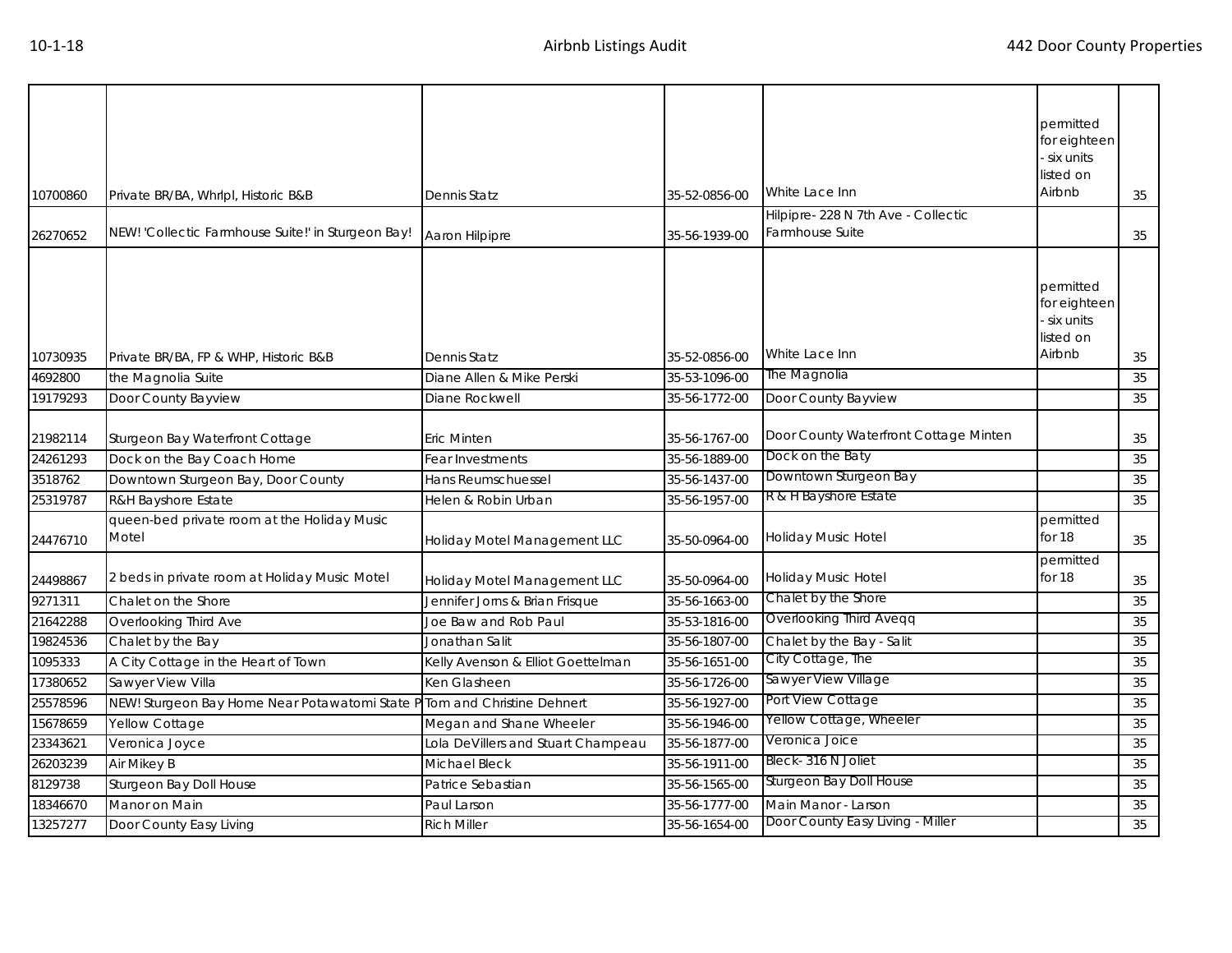| | | | | | | |
|---|---|---|---|---|---|---|
| 10700860 | Private BR/BA, Whrlpl, Historic B&B | Dennis Statz | 35-52-0856-00 | White Lace Inn | permitted for eighteen - six units listed on Airbnb | 35 |
| 26270652 | NEW! 'Collectic Farmhouse Suite!' in Sturgeon Bay! | Aaron Hilpipre | 35-56-1939-00 | Hilpipre- 228 N 7th Ave - Collectic Farmhouse Suite | | 35 |
| 10730935 | Private BR/BA, FP & WHP, Historic B&B | Dennis Statz | 35-52-0856-00 | White Lace Inn | permitted for eighteen - six units listed on Airbnb | 35 |
| 4692800 | the Magnolia Suite | Diane Allen & Mike Perski | 35-53-1096-00 | The Magnolia | | 35 |
| 19179293 | Door County Bayview | Diane Rockwell | 35-56-1772-00 | Door County Bayview | | 35 |
| 21982114 | Sturgeon Bay Waterfront Cottage | Eric Minten | 35-56-1767-00 | Door County Waterfront Cottage Minten | | 35 |
| 24261293 | Dock on the Bay Coach Home | Fear Investments | 35-56-1889-00 | Dock on the Baty | | 35 |
| 3518762 | Downtown Sturgeon Bay, Door County | Hans Reumschuessel | 35-56-1437-00 | Downtown Sturgeon Bay | | 35 |
| 25319787 | R&H Bayshore Estate | Helen & Robin Urban | 35-56-1957-00 | R & H Bayshore Estate | | 35 |
| 24476710 | queen-bed private room at the Holiday Music Motel | Holiday Motel Management LLC | 35-50-0964-00 | Holiday Music Hotel | permitted for 18 | 35 |
| 24498867 | 2 beds in private room at Holiday Music Motel | Holiday Motel Management LLC | 35-50-0964-00 | Holiday Music Hotel | permitted for 18 | 35 |
| 9271311 | Chalet on the Shore | Jennifer Jorns & Brian Frisque | 35-56-1663-00 | Chalet by the Shore | | 35 |
| 21642288 | Overlooking Third Ave | Joe Baw and Rob Paul | 35-53-1816-00 | Overlooking Third Aveqq | | 35 |
| 19824536 | Chalet by the Bay | Jonathan Salit | 35-56-1807-00 | Chalet by the Bay - Salit | | 35 |
| 1095333 | A City Cottage in the Heart of Town | Kelly Avenson & Elliot Goettelman | 35-56-1651-00 | City Cottage, The | | 35 |
| 17380652 | Sawyer View Villa | Ken Glasheen | 35-56-1726-00 | Sawyer View Village | | 35 |
| 25578596 | NEW! Sturgeon Bay Home Near Potawatomi State P | Tom and Christine Dehnert | 35-56-1927-00 | Port View Cottage | | 35 |
| 15678659 | Yellow Cottage | Megan and Shane Wheeler | 35-56-1946-00 | Yellow Cottage, Wheeler | | 35 |
| 23343621 | Veronica Joyce | Lola DeVillers and Stuart Champeau | 35-56-1877-00 | Veronica Joice | | 35 |
| 26203239 | Air Mikey B | Michael Bleck | 35-56-1911-00 | Bleck- 316 N Joliet | | 35 |
| 8129738 | Sturgeon Bay Doll House | Patrice Sebastian | 35-56-1565-00 | Sturgeon Bay Doll House | | 35 |
| 18346670 | Manor on Main | Paul Larson | 35-56-1777-00 | Main Manor - Larson | | 35 |
| 13257277 | Door County Easy Living | Rich Miller | 35-56-1654-00 | Door County Easy Living - Miller | | 35 |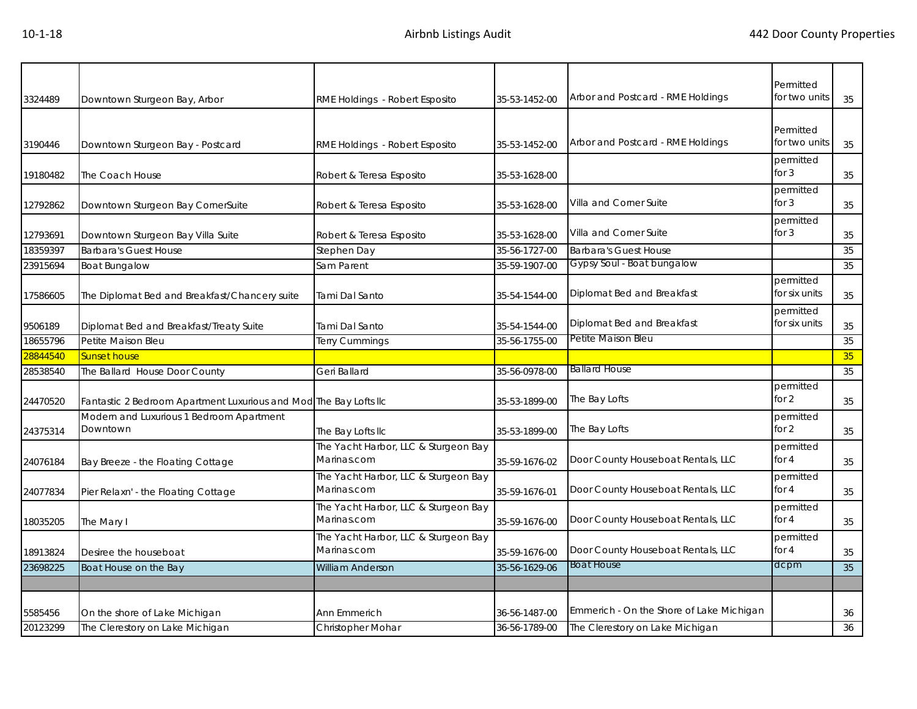| | | | | | | |
|---|---|---|---|---|---|---|
| 3324489 | Downtown Sturgeon Bay, Arbor | RME Holdings - Robert Esposito | 35-53-1452-00 | Arbor and Postcard - RME Holdings | Permitted for two units | 35 |
| 3190446 | Downtown Sturgeon Bay - Postcard | RME Holdings - Robert Esposito | 35-53-1452-00 | Arbor and Postcard - RME Holdings | Permitted for two units | 35 |
| 19180482 | The Coach House | Robert & Teresa Esposito | 35-53-1628-00 | | permitted for 3 | 35 |
| 12792862 | Downtown Sturgeon Bay CornerSuite | Robert & Teresa Esposito | 35-53-1628-00 | Villa and Corner Suite | permitted for 3 | 35 |
| 12793691 | Downtown Sturgeon Bay Villa Suite | Robert & Teresa Esposito | 35-53-1628-00 | Villa and Corner Suite | permitted for 3 | 35 |
| 18359397 | Barbara's Guest House | Stephen Day | 35-56-1727-00 | Barbara's Guest House | | 35 |
| 23915694 | Boat Bungalow | Sam Parent | 35-59-1907-00 | Gypsy Soul - Boat bungalow | | 35 |
| 17586605 | The Diplomat Bed and Breakfast/Chancery suite | Tami Dal Santo | 35-54-1544-00 | Diplomat Bed and Breakfast | permitted for six units | 35 |
| 9506189 | Diplomat Bed and Breakfast/Treaty Suite | Tami Dal Santo | 35-54-1544-00 | Diplomat Bed and Breakfast | permitted for six units | 35 |
| 18655796 | Petite Maison Bleu | Terry Cummings | 35-56-1755-00 | Petite Maison Bleu | | 35 |
| 28844540 | Sunset house | | | | | 35 |
| 28538540 | The Ballard House Door County | Geri Ballard | 35-56-0978-00 | Ballard House | | 35 |
| 24470520 | Fantastic 2 Bedroom Apartment Luxurious and Mod | The Bay Lofts llc | 35-53-1899-00 | The Bay Lofts | permitted for 2 | 35 |
| 24375314 | Modern and Luxurious 1 Bedroom Apartment Downtown | The Bay Lofts llc | 35-53-1899-00 | The Bay Lofts | permitted for 2 | 35 |
| 24076184 | Bay Breeze - the Floating Cottage | The Yacht Harbor, LLC & Sturgeon Bay Marinas.com | 35-59-1676-02 | Door County Houseboat Rentals, LLC | permitted for 4 | 35 |
| 24077834 | Pier Relaxn' - the Floating Cottage | The Yacht Harbor, LLC & Sturgeon Bay Marinas.com | 35-59-1676-01 | Door County Houseboat Rentals, LLC | permitted for 4 | 35 |
| 18035205 | The Mary I | The Yacht Harbor, LLC & Sturgeon Bay Marinas.com | 35-59-1676-00 | Door County Houseboat Rentals, LLC | permitted for 4 | 35 |
| 18913824 | Desiree the houseboat | The Yacht Harbor, LLC & Sturgeon Bay Marinas.com | 35-59-1676-00 | Door County Houseboat Rentals, LLC | permitted for 4 | 35 |
| 23698225 | Boat House on the Bay | William Anderson | 35-56-1629-06 | Boat House | dcpm | 35 |
| | | | | | | |
| 5585456 | On the shore of Lake Michigan | Ann Emmerich | 36-56-1487-00 | Emmerich - On the Shore of Lake Michigan | | 36 |
| 20123299 | The Clerestory on Lake Michigan | Christopher Mohar | 36-56-1789-00 | The Clerestory on Lake Michigan | | 36 |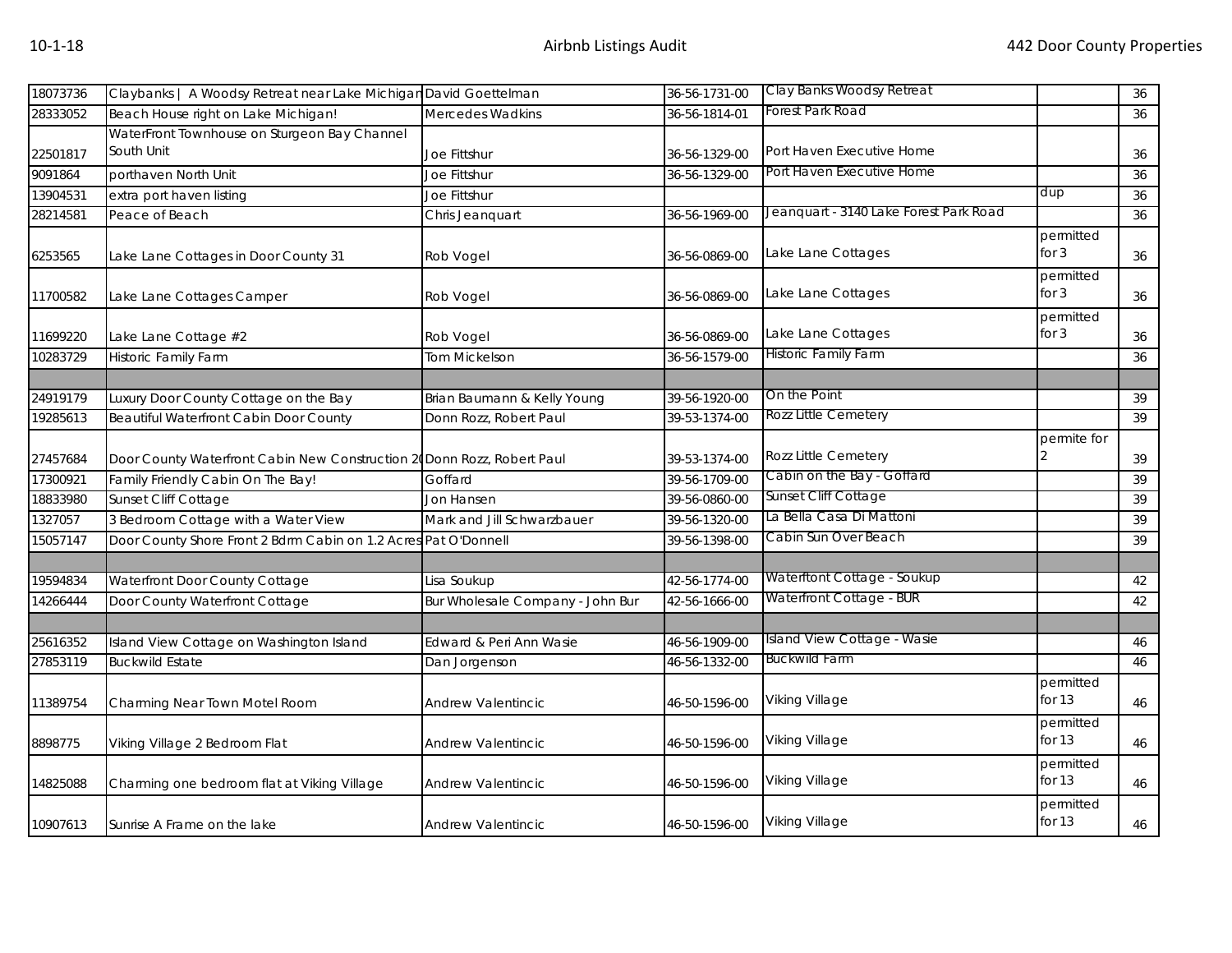| | | | | | | |
|---|---|---|---|---|---|---|
| 18073736 | Claybanks \| A Woodsy Retreat near Lake Michigan | David Goettelman | 36-56-1731-00 | Clay Banks Woodsy Retreat | | 36 |
| 28333052 | Beach House right on Lake Michigan! | Mercedes Wadkins | 36-56-1814-01 | Forest Park Road | | 36 |
| 22501817 | WaterFront Townhouse on Sturgeon Bay Channel South Unit | Joe Fittshur | 36-56-1329-00 | Port Haven Executive Home | | 36 |
| 9091864 | porthaven North Unit | Joe Fittshur | 36-56-1329-00 | Port Haven Executive Home | | 36 |
| 13904531 | extra port haven listing | Joe Fittshur | | | dup | 36 |
| 28214581 | Peace of Beach | Chris Jeanquart | 36-56-1969-00 | Jeanquart - 3140 Lake Forest Park Road | | 36 |
| 6253565 | Lake Lane Cottages in Door County 31 | Rob Vogel | 36-56-0869-00 | Lake Lane Cottages | permitted for 3 | 36 |
| 11700582 | Lake Lane Cottages Camper | Rob Vogel | 36-56-0869-00 | Lake Lane Cottages | permitted for 3 | 36 |
| 11699220 | Lake Lane Cottage #2 | Rob Vogel | 36-56-0869-00 | Lake Lane Cottages | permitted for 3 | 36 |
| 10283729 | Historic Family Farm | Tom Mickelson | 36-56-1579-00 | Historic Family Farm | | 36 |
| | | | | | | |
| 24919179 | Luxury Door County Cottage on the Bay | Brian Baumann & Kelly Young | 39-56-1920-00 | On the Point | | 39 |
| 19285613 | Beautiful Waterfront Cabin Door County | Donn Rozz, Robert Paul | 39-53-1374-00 | Rozz Little Cemetery | | 39 |
| 27457684 | Door County Waterfront Cabin New Construction 20 | Donn Rozz, Robert Paul | 39-53-1374-00 | Rozz Little Cemetery | permite for 2 | 39 |
| 17300921 | Family Friendly Cabin On The Bay! | Goffard | 39-56-1709-00 | Cabin on the Bay - Goffard | | 39 |
| 18833980 | Sunset Cliff Cottage | Jon Hansen | 39-56-0860-00 | Sunset Cliff Cottage | | 39 |
| 1327057 | 3 Bedroom Cottage with a Water View | Mark and Jill Schwarzbauer | 39-56-1320-00 | La Bella Casa Di Mattoni | | 39 |
| 15057147 | Door County Shore Front 2 Bdrm Cabin on 1.2 Acres | Pat O'Donnell | 39-56-1398-00 | Cabin Sun Over Beach | | 39 |
| | | | | | | |
| 19594834 | Waterfront Door County Cottage | Lisa Soukup | 42-56-1774-00 | Waterftont Cottage - Soukup | | 42 |
| 14266444 | Door County Waterfront Cottage | Bur Wholesale Company - John Bur | 42-56-1666-00 | Waterfront Cottage - BUR | | 42 |
| | | | | | | |
| 25616352 | Island View Cottage on Washington Island | Edward & Peri Ann Wasie | 46-56-1909-00 | Island View Cottage - Wasie | | 46 |
| 27853119 | Buckwild Estate | Dan Jorgenson | 46-56-1332-00 | Buckwild Farm | | 46 |
| 11389754 | Charming Near Town Motel Room | Andrew Valentincic | 46-50-1596-00 | Viking Village | permitted for 13 | 46 |
| 8898775 | Viking Village 2 Bedroom Flat | Andrew Valentincic | 46-50-1596-00 | Viking Village | permitted for 13 | 46 |
| 14825088 | Charming one bedroom flat at Viking Village | Andrew Valentincic | 46-50-1596-00 | Viking Village | permitted for 13 | 46 |
| 10907613 | Sunrise A Frame on the lake | Andrew Valentincic | 46-50-1596-00 | Viking Village | permitted for 13 | 46 |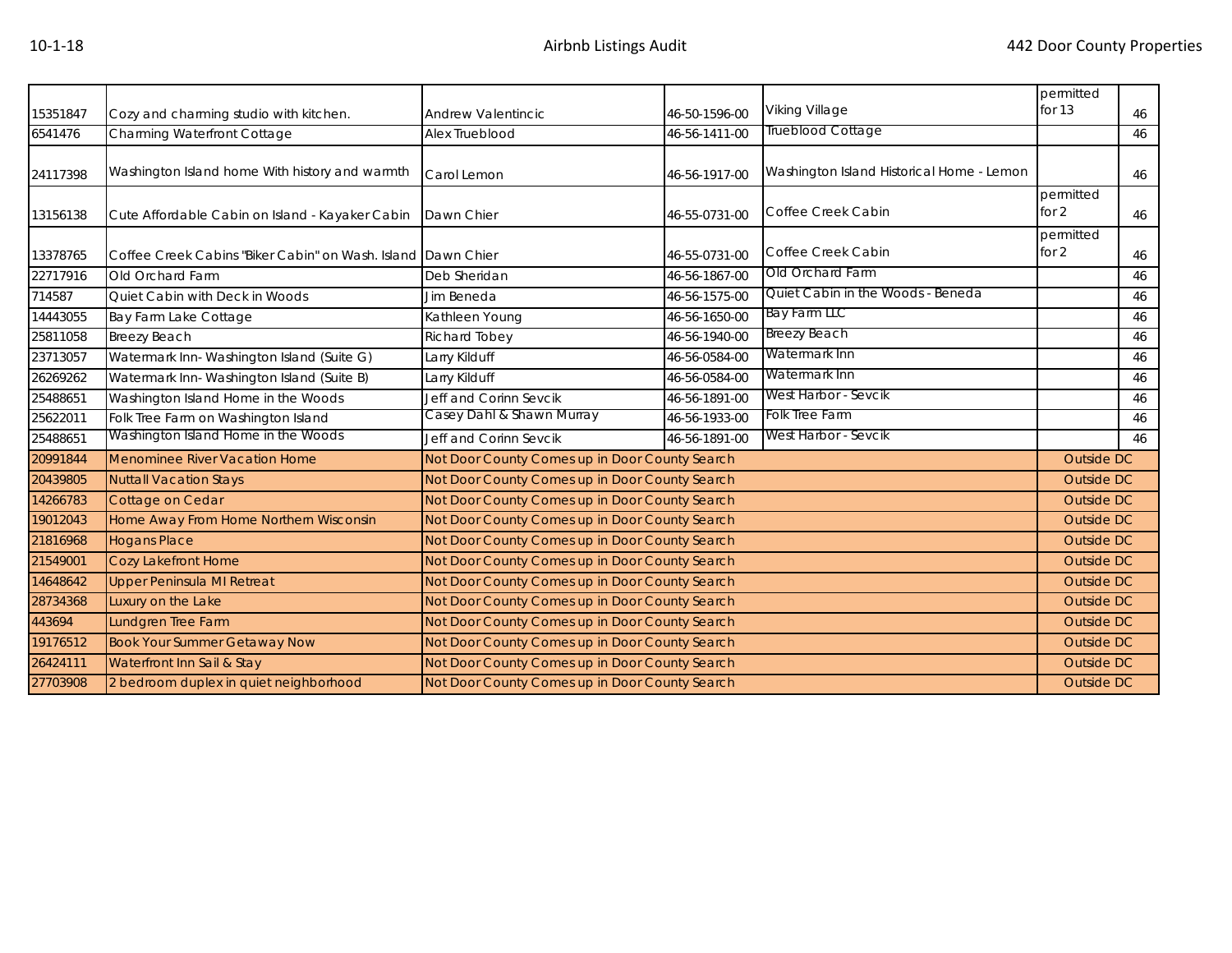| | | | | | | |
|---|---|---|---|---|---|---|
| 15351847 | Cozy and charming studio with kitchen. | Andrew Valentincic | 46-50-1596-00 | Viking Village | permitted for 13 | 46 |
| 6541476 | Charming Waterfront Cottage | Alex Trueblood | 46-56-1411-00 | Trueblood Cottage | | 46 |
| 24117398 | Washington Island home With history and warmth | Carol Lemon | 46-56-1917-00 | Washington Island Historical Home - Lemon | | 46 |
| 13156138 | Cute Affordable Cabin on Island - Kayaker Cabin | Dawn Chier | 46-55-0731-00 | Coffee Creek Cabin | permitted for 2 | 46 |
| 13378765 | Coffee Creek Cabins "Biker Cabin" on Wash. Island | Dawn Chier | 46-55-0731-00 | Coffee Creek Cabin | permitted for 2 | 46 |
| 22717916 | Old Orchard Farm | Deb Sheridan | 46-56-1867-00 | Old Orchard Farm | | 46 |
| 714587 | Quiet Cabin with Deck in Woods | Jim Beneda | 46-56-1575-00 | Quiet Cabin in the Woods - Beneda | | 46 |
| 14443055 | Bay Farm Lake Cottage | Kathleen Young | 46-56-1650-00 | Bay Farm LLC | | 46 |
| 25811058 | Breezy Beach | Richard Tobey | 46-56-1940-00 | Breezy Beach | | 46 |
| 23713057 | Watermark Inn- Washington Island (Suite G) | Larry Kilduff | 46-56-0584-00 | Watermark Inn | | 46 |
| 26269262 | Watermark Inn- Washington Island (Suite B) | Larry Kilduff | 46-56-0584-00 | Watermark Inn | | 46 |
| 25488651 | Washington Island Home in the Woods | Jeff and Corinn Sevcik | 46-56-1891-00 | West Harbor - Sevcik | | 46 |
| 25622011 | Folk Tree Farm on Washington Island | Casey Dahl & Shawn Murray | 46-56-1933-00 | Folk Tree Farm | | 46 |
| 25488651 | Washington Island Home in the Woods | Jeff and Corinn Sevcik | 46-56-1891-00 | West Harbor - Sevcik | | 46 |
| 20991844 | Menominee River Vacation Home | Not Door County Comes up in Door County Search | | | Outside DC | |
| 20439805 | Nuttall Vacation Stays | Not Door County Comes up in Door County Search | | | Outside DC | |
| 14266783 | Cottage on Cedar | Not Door County Comes up in Door County Search | | | Outside DC | |
| 19012043 | Home Away From Home Northern Wisconsin | Not Door County Comes up in Door County Search | | | Outside DC | |
| 21816968 | Hogans Place | Not Door County Comes up in Door County Search | | | Outside DC | |
| 21549001 | Cozy Lakefront Home | Not Door County Comes up in Door County Search | | | Outside DC | |
| 14648642 | Upper Peninsula MI Retreat | Not Door County Comes up in Door County Search | | | Outside DC | |
| 28734368 | Luxury on the Lake | Not Door County Comes up in Door County Search | | | Outside DC | |
| 443694 | Lundgren Tree Farm | Not Door County Comes up in Door County Search | | | Outside DC | |
| 19176512 | Book Your Summer Getaway Now | Not Door County Comes up in Door County Search | | | Outside DC | |
| 26424111 | Waterfront Inn Sail & Stay | Not Door County Comes up in Door County Search | | | Outside DC | |
| 27703908 | 2 bedroom duplex in quiet neighborhood | Not Door County Comes up in Door County Search | | | Outside DC | |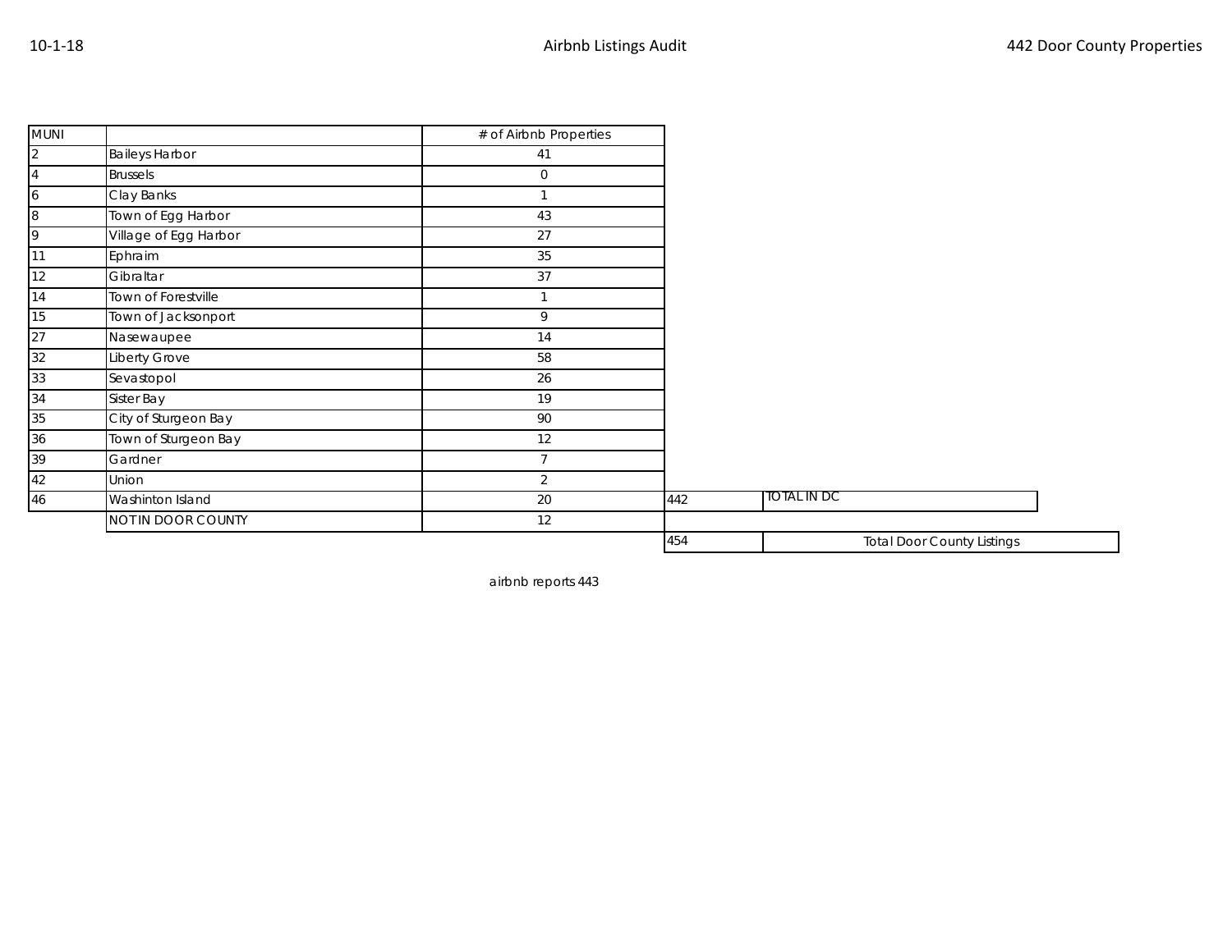10-1-18 Airbnb Listings Audit 442 Door County Properties

| MUNI | | # of Airbnb Properties |
|---|---|---|
| 2 | Baileys Harbor | 41 |
| 4 | Brussels | 0 |
| 6 | Clay Banks | 1 |
| 8 | Town of Egg Harbor | 43 |
| 9 | Village of Egg Harbor | 27 |
| 11 | Ephraim | 35 |
| 12 | Gibraltar | 37 |
| 14 | Town of Forestville | 1 |
| 15 | Town of Jacksonport | 9 |
| 27 | Nasewaupee | 14 |
| 32 | Liberty Grove | 58 |
| 33 | Sevastopol | 26 |
| 34 | Sister Bay | 19 |
| 35 | City of Sturgeon Bay | 90 |
| 36 | Town of Sturgeon Bay | 12 |
| 39 | Gardner | 7 |
| 42 | Union | 2 |
| 46 | Washinton Island | 20 |
| | NOT IN DOOR COUNTY | 12 |

| | |
|---|---|
| 442 | TOTAL IN DC |
| 454 | Total Door County Listings |

airbnb reports 443